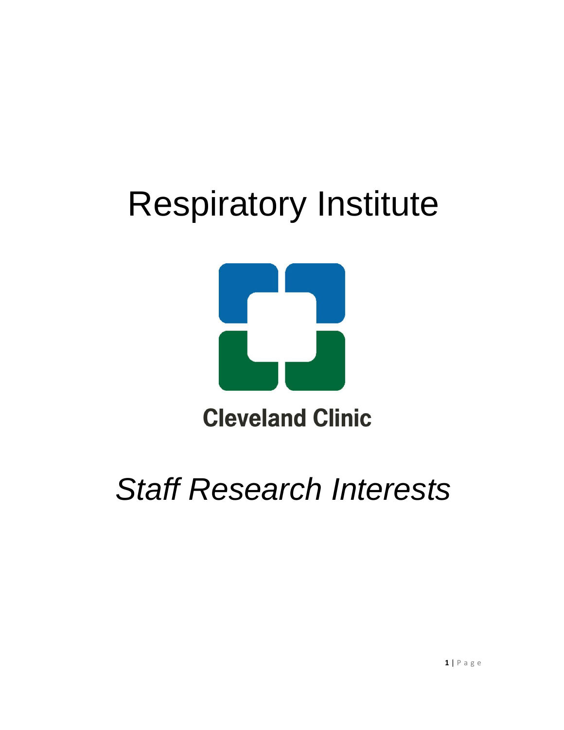# Respiratory Institute

Cleveland Clinic

*Staff Research Interests*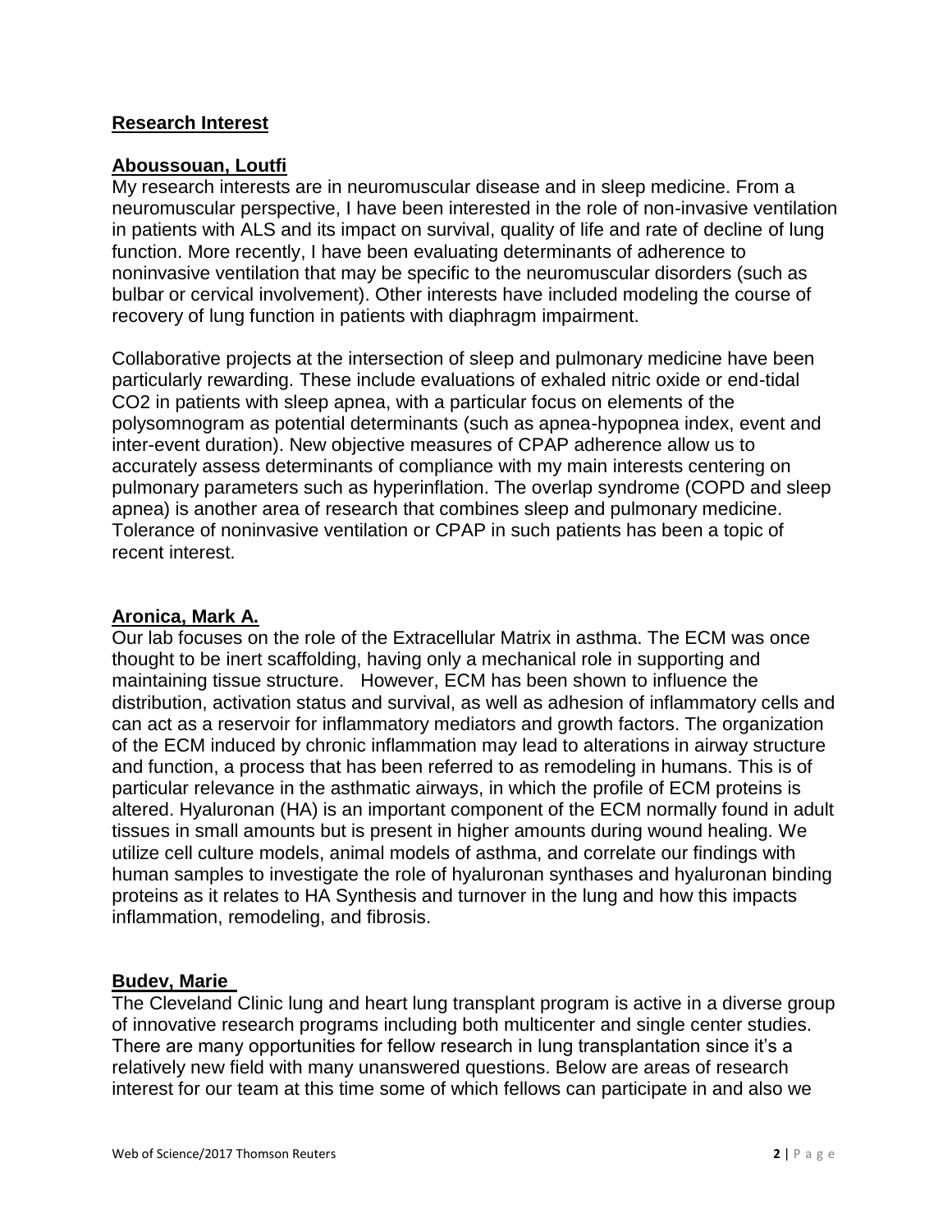## Research Interest

### Aboussouan, Loutfi

My research interests are in neuromuscular disease and in sleep medicine. From a neuromuscular perspective, I have been interested in the role of non-invasive ventilation in patients with ALS and its impact on survival, quality of life and rate of decline of lung function. More recently, I have been evaluating determinants of adherence to noninvasive ventilation that may be specific to the neuromuscular disorders (such as bulbar or cervical involvement). Other interests have included modeling the course of recovery of lung function in patients with diaphragm impairment.

Collaborative projects at the intersection of sleep and pulmonary medicine have been particularly rewarding. These include evaluations of exhaled nitric oxide or end-tidal CO2 in patients with sleep apnea, with a particular focus on elements of the polysomnogram as potential determinants (such as apnea-hypopnea index, event and inter-event duration). New objective measures of CPAP adherence allow us to accurately assess determinants of compliance with my main interests centering on pulmonary parameters such as hyperinflation. The overlap syndrome (COPD and sleep apnea) is another area of research that combines sleep and pulmonary medicine. Tolerance of noninvasive ventilation or CPAP in such patients has been a topic of recent interest.

### Aronica, Mark A.

Our lab focuses on the role of the Extracellular Matrix in asthma. The ECM was once thought to be inert scaffolding, having only a mechanical role in supporting and maintaining tissue structure. However, ECM has been shown to influence the distribution, activation status and survival, as well as adhesion of inflammatory cells and can act as a reservoir for inflammatory mediators and growth factors. The organization of the ECM induced by chronic inflammation may lead to alterations in airway structure and function, a process that has been referred to as remodeling in humans. This is of particular relevance in the asthmatic airways, in which the profile of ECM proteins is altered. Hyaluronan (HA) is an important component of the ECM normally found in adult tissues in small amounts but is present in higher amounts during wound healing. We utilize cell culture models, animal models of asthma, and correlate our findings with human samples to investigate the role of hyaluronan synthases and hyaluronan binding proteins as it relates to HA Synthesis and turnover in the lung and how this impacts inflammation, remodeling, and fibrosis.

### Budev, Marie

The Cleveland Clinic lung and heart lung transplant program is active in a diverse group of innovative research programs including both multicenter and single center studies. There are many opportunities for fellow research in lung transplantation since it's a relatively new field with many unanswered questions. Below are areas of research interest for our team at this time some of which fellows can participate in and also we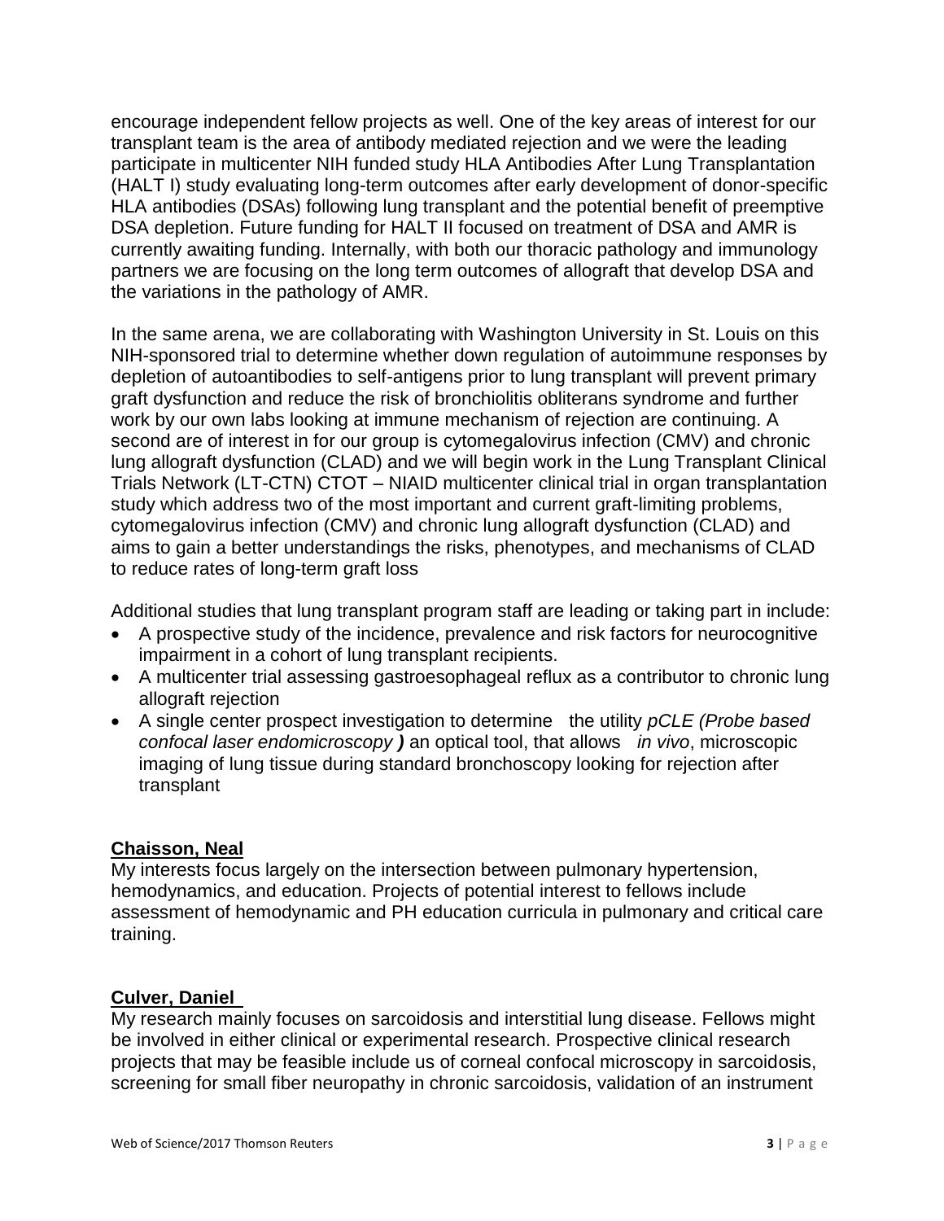encourage independent fellow projects as well. One of the key areas of interest for our transplant team is the area of antibody mediated rejection and we were the leading participate in multicenter NIH funded study HLA Antibodies After Lung Transplantation (HALT I) study evaluating long-term outcomes after early development of donor-specific HLA antibodies (DSAs) following lung transplant and the potential benefit of preemptive DSA depletion. Future funding for HALT II focused on treatment of DSA and AMR is currently awaiting funding. Internally, with both our thoracic pathology and immunology partners we are focusing on the long term outcomes of allograft that develop DSA and the variations in the pathology of AMR.

In the same arena, we are collaborating with Washington University in St. Louis on this NIH-sponsored trial to determine whether down regulation of autoimmune responses by depletion of autoantibodies to self-antigens prior to lung transplant will prevent primary graft dysfunction and reduce the risk of bronchiolitis obliterans syndrome and further work by our own labs looking at immune mechanism of rejection are continuing. A second are of interest in for our group is cytomegalovirus infection (CMV) and chronic lung allograft dysfunction (CLAD) and we will begin work in the Lung Transplant Clinical Trials Network (LT-CTN) CTOT – NIAID multicenter clinical trial in organ transplantation study which address two of the most important and current graft-limiting problems, cytomegalovirus infection (CMV) and chronic lung allograft dysfunction (CLAD) and aims to gain a better understandings the risks, phenotypes, and mechanisms of CLAD to reduce rates of long-term graft loss

Additional studies that lung transplant program staff are leading or taking part in include:

- A prospective study of the incidence, prevalence and risk factors for neurocognitive impairment in a cohort of lung transplant recipients.
- A multicenter trial assessing gastroesophageal reflux as a contributor to chronic lung allograft rejection
- A single center prospect investigation to determine the utility *pCLE (Probe based confocal laser endomicroscopy* ***)*** an optical tool, that allows *in vivo*, microscopic imaging of lung tissue during standard bronchoscopy looking for rejection after transplant

**Chaisson, Neal**

My interests focus largely on the intersection between pulmonary hypertension, hemodynamics, and education. Projects of potential interest to fellows include assessment of hemodynamic and PH education curricula in pulmonary and critical care training.

**Culver, Daniel**

My research mainly focuses on sarcoidosis and interstitial lung disease. Fellows might be involved in either clinical or experimental research. Prospective clinical research projects that may be feasible include us of corneal confocal microscopy in sarcoidosis, screening for small fiber neuropathy in chronic sarcoidosis, validation of an instrument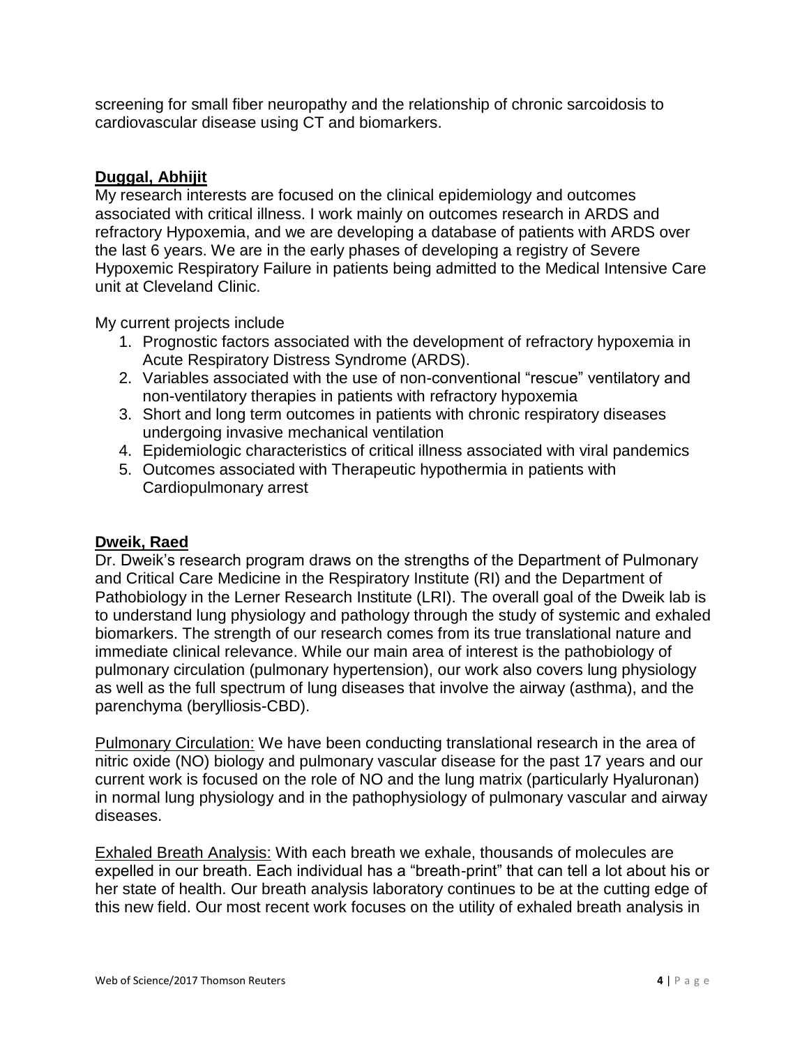screening for small fiber neuropathy and the relationship of chronic sarcoidosis to cardiovascular disease using CT and biomarkers.

### Duggal, Abhijit

My research interests are focused on the clinical epidemiology and outcomes associated with critical illness. I work mainly on outcomes research in ARDS and refractory Hypoxemia, and we are developing a database of patients with ARDS over the last 6 years. We are in the early phases of developing a registry of Severe Hypoxemic Respiratory Failure in patients being admitted to the Medical Intensive Care unit at Cleveland Clinic.

My current projects include

1. Prognostic factors associated with the development of refractory hypoxemia in Acute Respiratory Distress Syndrome (ARDS).
2. Variables associated with the use of non-conventional "rescue" ventilatory and non-ventilatory therapies in patients with refractory hypoxemia
3. Short and long term outcomes in patients with chronic respiratory diseases undergoing invasive mechanical ventilation
4. Epidemiologic characteristics of critical illness associated with viral pandemics
5. Outcomes associated with Therapeutic hypothermia in patients with Cardiopulmonary arrest

### Dweik, Raed

Dr. Dweik's research program draws on the strengths of the Department of Pulmonary and Critical Care Medicine in the Respiratory Institute (RI) and the Department of Pathobiology in the Lerner Research Institute (LRI). The overall goal of the Dweik lab is to understand lung physiology and pathology through the study of systemic and exhaled biomarkers. The strength of our research comes from its true translational nature and immediate clinical relevance. While our main area of interest is the pathobiology of pulmonary circulation (pulmonary hypertension), our work also covers lung physiology as well as the full spectrum of lung diseases that involve the airway (asthma), and the parenchyma (berylliosis-CBD).

Pulmonary Circulation: We have been conducting translational research in the area of nitric oxide (NO) biology and pulmonary vascular disease for the past 17 years and our current work is focused on the role of NO and the lung matrix (particularly Hyaluronan) in normal lung physiology and in the pathophysiology of pulmonary vascular and airway diseases.

Exhaled Breath Analysis: With each breath we exhale, thousands of molecules are expelled in our breath. Each individual has a "breath-print" that can tell a lot about his or her state of health. Our breath analysis laboratory continues to be at the cutting edge of this new field. Our most recent work focuses on the utility of exhaled breath analysis in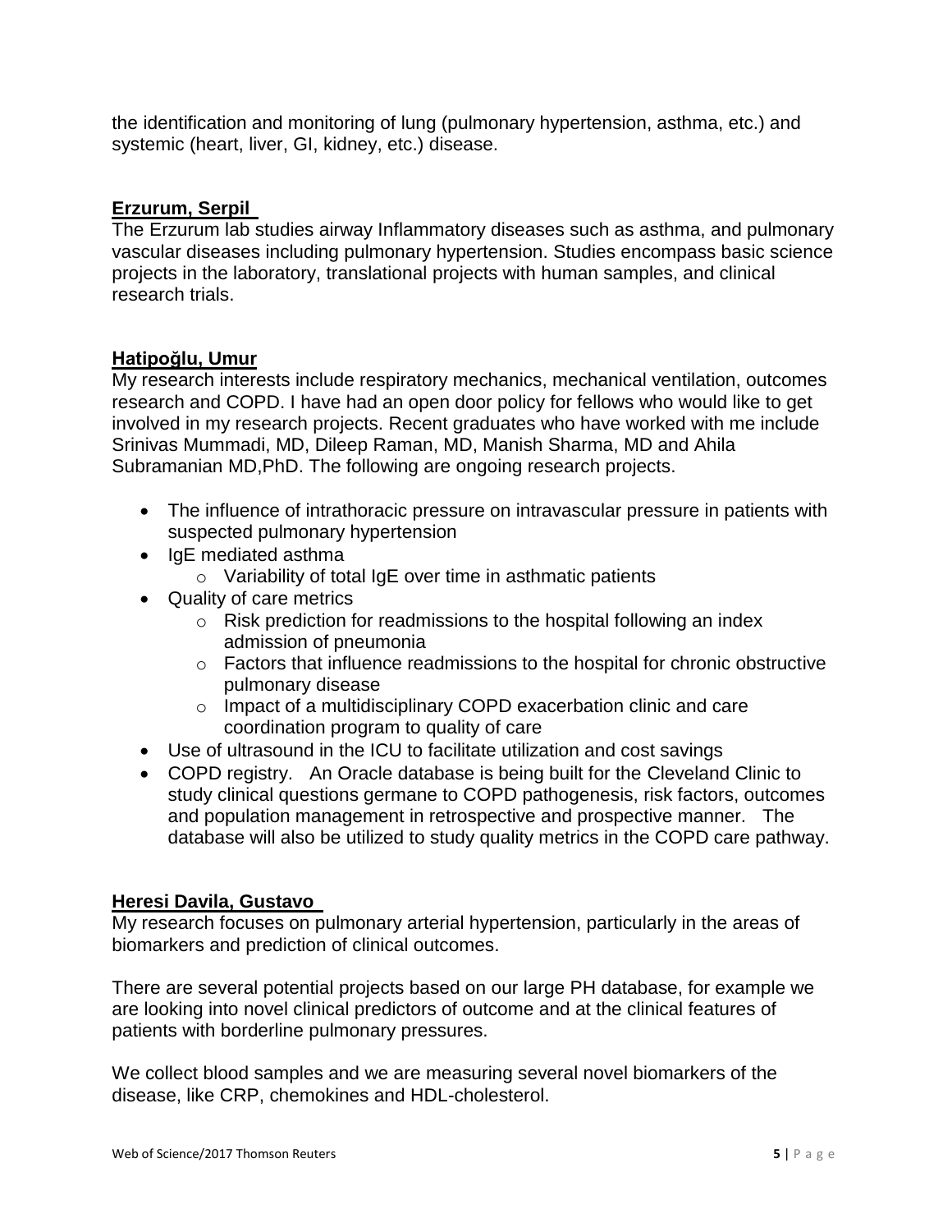the identification and monitoring of lung (pulmonary hypertension, asthma, etc.) and systemic (heart, liver, GI, kidney, etc.) disease.

## Erzurum, Serpil

The Erzurum lab studies airway Inflammatory diseases such as asthma, and pulmonary vascular diseases including pulmonary hypertension. Studies encompass basic science projects in the laboratory, translational projects with human samples, and clinical research trials.

## Hatipoğlu, Umur

My research interests include respiratory mechanics, mechanical ventilation, outcomes research and COPD. I have had an open door policy for fellows who would like to get involved in my research projects. Recent graduates who have worked with me include Srinivas Mummadi, MD, Dileep Raman, MD, Manish Sharma, MD and Ahila Subramanian MD,PhD. The following are ongoing research projects.

- The influence of intrathoracic pressure on intravascular pressure in patients with suspected pulmonary hypertension
- IgE mediated asthma
    - Variability of total IgE over time in asthmatic patients
- Quality of care metrics
    - Risk prediction for readmissions to the hospital following an index admission of pneumonia
    - Factors that influence readmissions to the hospital for chronic obstructive pulmonary disease
    - Impact of a multidisciplinary COPD exacerbation clinic and care coordination program to quality of care
- Use of ultrasound in the ICU to facilitate utilization and cost savings
- COPD registry. An Oracle database is being built for the Cleveland Clinic to study clinical questions germane to COPD pathogenesis, risk factors, outcomes and population management in retrospective and prospective manner. The database will also be utilized to study quality metrics in the COPD care pathway.

## Heresi Davila, Gustavo

My research focuses on pulmonary arterial hypertension, particularly in the areas of biomarkers and prediction of clinical outcomes.

There are several potential projects based on our large PH database, for example we are looking into novel clinical predictors of outcome and at the clinical features of patients with borderline pulmonary pressures.

We collect blood samples and we are measuring several novel biomarkers of the disease, like CRP, chemokines and HDL-cholesterol.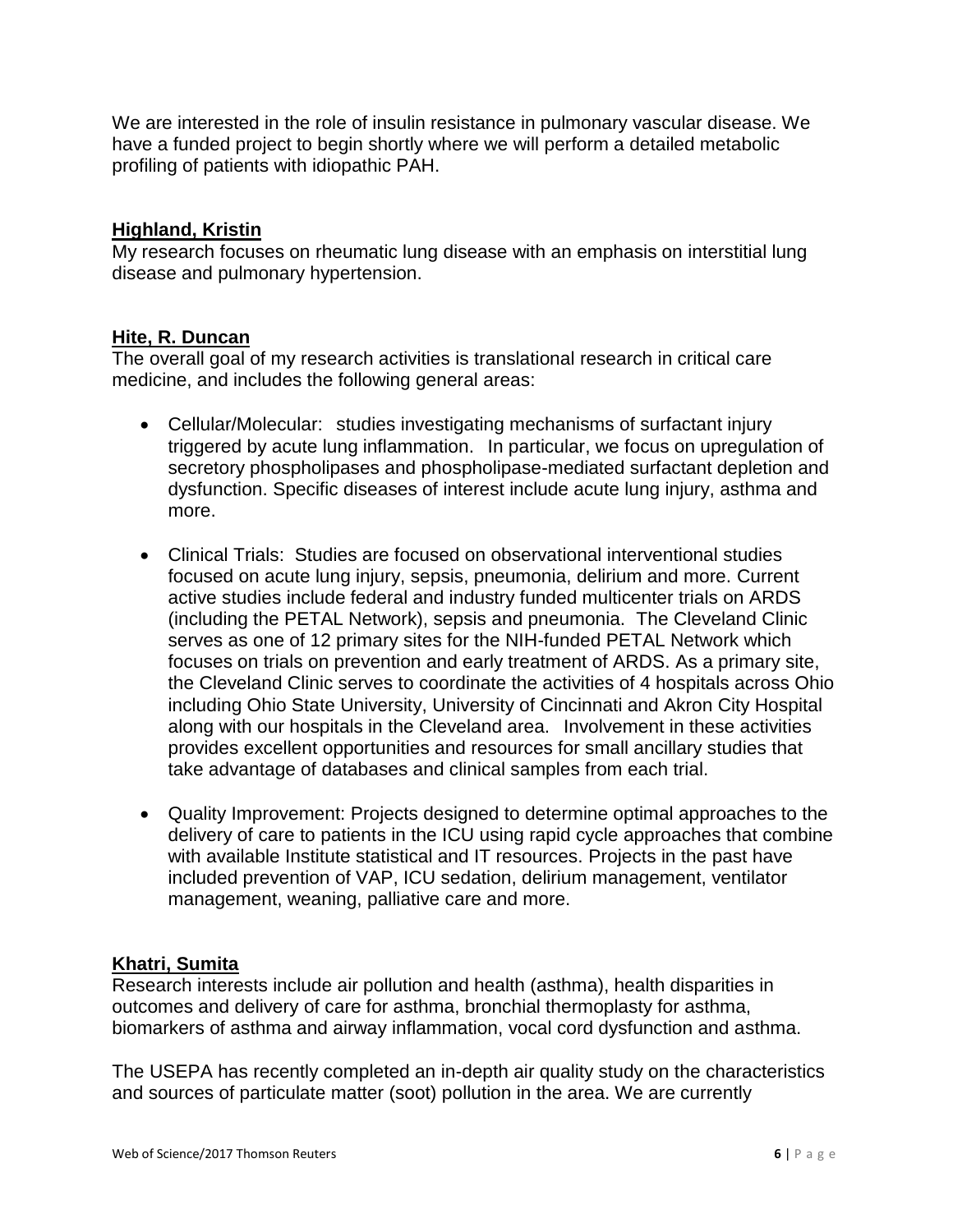We are interested in the role of insulin resistance in pulmonary vascular disease. We have a funded project to begin shortly where we will perform a detailed metabolic profiling of patients with idiopathic PAH.

## Highland, Kristin

My research focuses on rheumatic lung disease with an emphasis on interstitial lung disease and pulmonary hypertension.

## Hite, R. Duncan

The overall goal of my research activities is translational research in critical care medicine, and includes the following general areas:

- Cellular/Molecular: studies investigating mechanisms of surfactant injury triggered by acute lung inflammation. In particular, we focus on upregulation of secretory phospholipases and phospholipase-mediated surfactant depletion and dysfunction. Specific diseases of interest include acute lung injury, asthma and more.
- Clinical Trials: Studies are focused on observational interventional studies focused on acute lung injury, sepsis, pneumonia, delirium and more. Current active studies include federal and industry funded multicenter trials on ARDS (including the PETAL Network), sepsis and pneumonia. The Cleveland Clinic serves as one of 12 primary sites for the NIH-funded PETAL Network which focuses on trials on prevention and early treatment of ARDS. As a primary site, the Cleveland Clinic serves to coordinate the activities of 4 hospitals across Ohio including Ohio State University, University of Cincinnati and Akron City Hospital along with our hospitals in the Cleveland area. Involvement in these activities provides excellent opportunities and resources for small ancillary studies that take advantage of databases and clinical samples from each trial.
- Quality Improvement: Projects designed to determine optimal approaches to the delivery of care to patients in the ICU using rapid cycle approaches that combine with available Institute statistical and IT resources. Projects in the past have included prevention of VAP, ICU sedation, delirium management, ventilator management, weaning, palliative care and more.

## Khatri, Sumita

Research interests include air pollution and health (asthma), health disparities in outcomes and delivery of care for asthma, bronchial thermoplasty for asthma, biomarkers of asthma and airway inflammation, vocal cord dysfunction and asthma.

The USEPA has recently completed an in-depth air quality study on the characteristics and sources of particulate matter (soot) pollution in the area. We are currently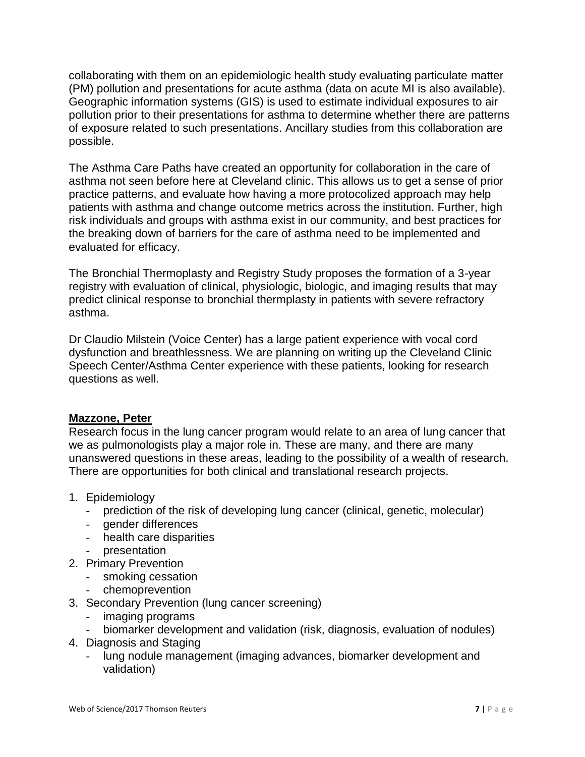collaborating with them on an epidemiologic health study evaluating particulate matter (PM) pollution and presentations for acute asthma (data on acute MI is also available). Geographic information systems (GIS) is used to estimate individual exposures to air pollution prior to their presentations for asthma to determine whether there are patterns of exposure related to such presentations. Ancillary studies from this collaboration are possible.

The Asthma Care Paths have created an opportunity for collaboration in the care of asthma not seen before here at Cleveland clinic. This allows us to get a sense of prior practice patterns, and evaluate how having a more protocolized approach may help patients with asthma and change outcome metrics across the institution. Further, high risk individuals and groups with asthma exist in our community, and best practices for the breaking down of barriers for the care of asthma need to be implemented and evaluated for efficacy.

The Bronchial Thermoplasty and Registry Study proposes the formation of a 3-year registry with evaluation of clinical, physiologic, biologic, and imaging results that may predict clinical response to bronchial thermplasty in patients with severe refractory asthma.

Dr Claudio Milstein (Voice Center) has a large patient experience with vocal cord dysfunction and breathlessness. We are planning on writing up the Cleveland Clinic Speech Center/Asthma Center experience with these patients, looking for research questions as well.

**Mazzone, Peter**

Research focus in the lung cancer program would relate to an area of lung cancer that we as pulmonologists play a major role in. These are many, and there are many unanswered questions in these areas, leading to the possibility of a wealth of research. There are opportunities for both clinical and translational research projects.

1. Epidemiology
   - prediction of the risk of developing lung cancer (clinical, genetic, molecular)
   - gender differences
   - health care disparities
   - presentation
2. Primary Prevention
   - smoking cessation
   - chemoprevention
3. Secondary Prevention (lung cancer screening)
   - imaging programs
   - biomarker development and validation (risk, diagnosis, evaluation of nodules)
4. Diagnosis and Staging
   - lung nodule management (imaging advances, biomarker development and validation)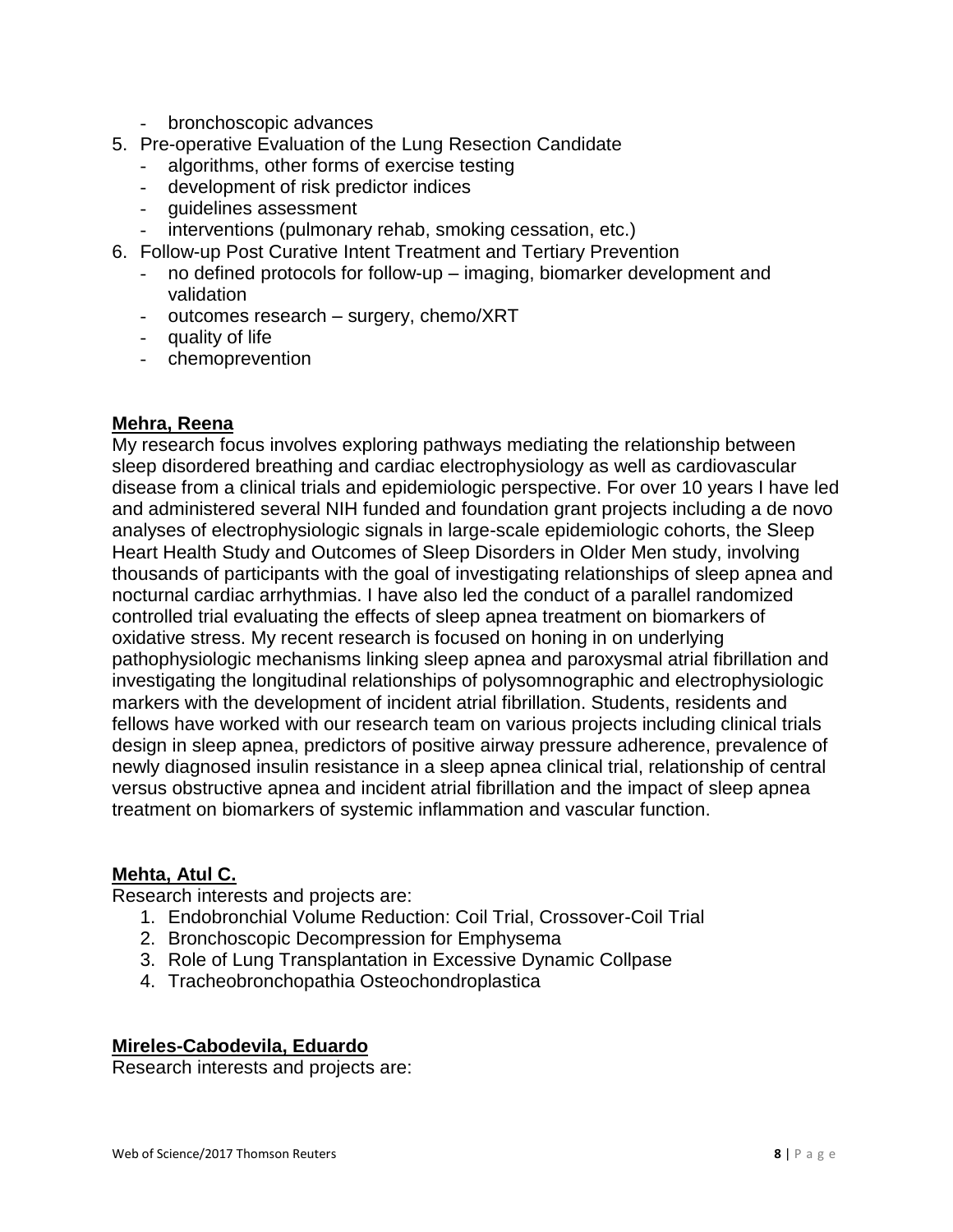- bronchoscopic advances

5. Pre-operative Evaluation of the Lung Resection Candidate
   - algorithms, other forms of exercise testing
   - development of risk predictor indices
   - guidelines assessment
   - interventions (pulmonary rehab, smoking cessation, etc.)
6. Follow-up Post Curative Intent Treatment and Tertiary Prevention
   - no defined protocols for follow-up – imaging, biomarker development and validation
   - outcomes research – surgery, chemo/XRT
   - quality of life
   - chemoprevention

**Mehra, Reena**

My research focus involves exploring pathways mediating the relationship between sleep disordered breathing and cardiac electrophysiology as well as cardiovascular disease from a clinical trials and epidemiologic perspective. For over 10 years I have led and administered several NIH funded and foundation grant projects including a de novo analyses of electrophysiologic signals in large-scale epidemiologic cohorts, the Sleep Heart Health Study and Outcomes of Sleep Disorders in Older Men study, involving thousands of participants with the goal of investigating relationships of sleep apnea and nocturnal cardiac arrhythmias. I have also led the conduct of a parallel randomized controlled trial evaluating the effects of sleep apnea treatment on biomarkers of oxidative stress. My recent research is focused on honing in on underlying pathophysiologic mechanisms linking sleep apnea and paroxysmal atrial fibrillation and investigating the longitudinal relationships of polysomnographic and electrophysiologic markers with the development of incident atrial fibrillation. Students, residents and fellows have worked with our research team on various projects including clinical trials design in sleep apnea, predictors of positive airway pressure adherence, prevalence of newly diagnosed insulin resistance in a sleep apnea clinical trial, relationship of central versus obstructive apnea and incident atrial fibrillation and the impact of sleep apnea treatment on biomarkers of systemic inflammation and vascular function.

**Mehta, Atul C.**

Research interests and projects are:

1. Endobronchial Volume Reduction: Coil Trial, Crossover-Coil Trial
2. Bronchoscopic Decompression for Emphysema
3. Role of Lung Transplantation in Excessive Dynamic Collpase
4. Tracheobronchopathia Osteochondroplastica

**Mireles-Cabodevila, Eduardo**

Research interests and projects are: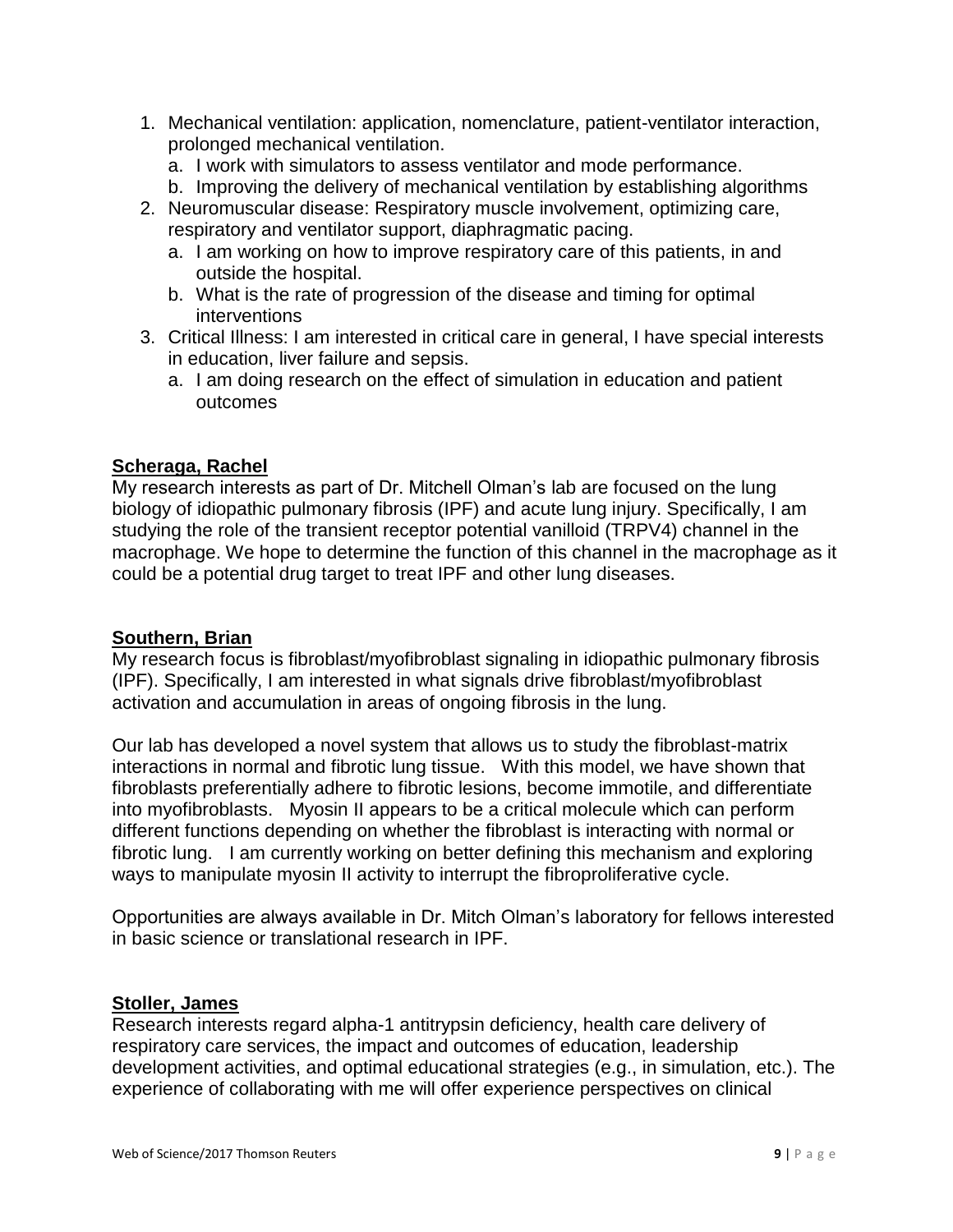1. Mechanical ventilation: application, nomenclature, patient-ventilator interaction, prolonged mechanical ventilation.
   a. I work with simulators to assess ventilator and mode performance.
   b. Improving the delivery of mechanical ventilation by establishing algorithms
2. Neuromuscular disease: Respiratory muscle involvement, optimizing care, respiratory and ventilator support, diaphragmatic pacing.
   a. I am working on how to improve respiratory care of this patients, in and outside the hospital.
   b. What is the rate of progression of the disease and timing for optimal interventions
3. Critical Illness: I am interested in critical care in general, I have special interests in education, liver failure and sepsis.
   a. I am doing research on the effect of simulation in education and patient outcomes

**Scheraga, Rachel**

My research interests as part of Dr. Mitchell Olman's lab are focused on the lung biology of idiopathic pulmonary fibrosis (IPF) and acute lung injury. Specifically, I am studying the role of the transient receptor potential vanilloid (TRPV4) channel in the macrophage. We hope to determine the function of this channel in the macrophage as it could be a potential drug target to treat IPF and other lung diseases.

**Southern, Brian**

My research focus is fibroblast/myofibroblast signaling in idiopathic pulmonary fibrosis (IPF). Specifically, I am interested in what signals drive fibroblast/myofibroblast activation and accumulation in areas of ongoing fibrosis in the lung.

Our lab has developed a novel system that allows us to study the fibroblast-matrix interactions in normal and fibrotic lung tissue. With this model, we have shown that fibroblasts preferentially adhere to fibrotic lesions, become immotile, and differentiate into myofibroblasts. Myosin II appears to be a critical molecule which can perform different functions depending on whether the fibroblast is interacting with normal or fibrotic lung. I am currently working on better defining this mechanism and exploring ways to manipulate myosin II activity to interrupt the fibroproliferative cycle.

Opportunities are always available in Dr. Mitch Olman's laboratory for fellows interested in basic science or translational research in IPF.

**Stoller, James**

Research interests regard alpha-1 antitrypsin deficiency, health care delivery of respiratory care services, the impact and outcomes of education, leadership development activities, and optimal educational strategies (e.g., in simulation, etc.). The experience of collaborating with me will offer experience perspectives on clinical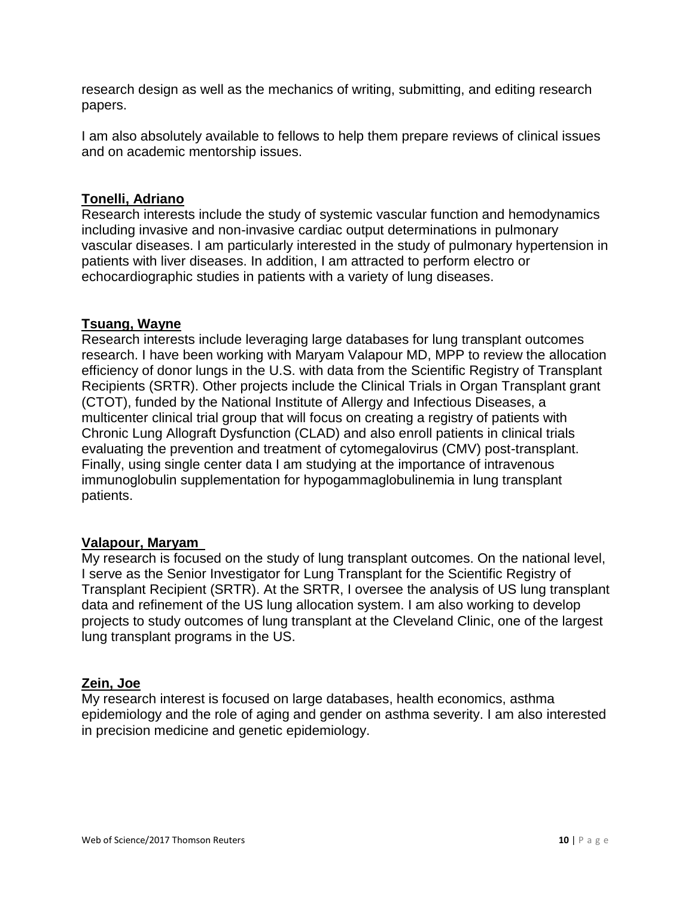research design as well as the mechanics of writing, submitting, and editing research papers.

I am also absolutely available to fellows to help them prepare reviews of clinical issues and on academic mentorship issues.

**Tonelli, Adriano**

Research interests include the study of systemic vascular function and hemodynamics including invasive and non-invasive cardiac output determinations in pulmonary vascular diseases. I am particularly interested in the study of pulmonary hypertension in patients with liver diseases. In addition, I am attracted to perform electro or echocardiographic studies in patients with a variety of lung diseases.

**Tsuang, Wayne**

Research interests include leveraging large databases for lung transplant outcomes research. I have been working with Maryam Valapour MD, MPP to review the allocation efficiency of donor lungs in the U.S. with data from the Scientific Registry of Transplant Recipients (SRTR). Other projects include the Clinical Trials in Organ Transplant grant (CTOT), funded by the National Institute of Allergy and Infectious Diseases, a multicenter clinical trial group that will focus on creating a registry of patients with Chronic Lung Allograft Dysfunction (CLAD) and also enroll patients in clinical trials evaluating the prevention and treatment of cytomegalovirus (CMV) post-transplant. Finally, using single center data I am studying at the importance of intravenous immunoglobulin supplementation for hypogammaglobulinemia in lung transplant patients.

**Valapour, Maryam**

My research is focused on the study of lung transplant outcomes. On the national level, I serve as the Senior Investigator for Lung Transplant for the Scientific Registry of Transplant Recipient (SRTR). At the SRTR, I oversee the analysis of US lung transplant data and refinement of the US lung allocation system. I am also working to develop projects to study outcomes of lung transplant at the Cleveland Clinic, one of the largest lung transplant programs in the US.

**Zein, Joe**

My research interest is focused on large databases, health economics, asthma epidemiology and the role of aging and gender on asthma severity. I am also interested in precision medicine and genetic epidemiology.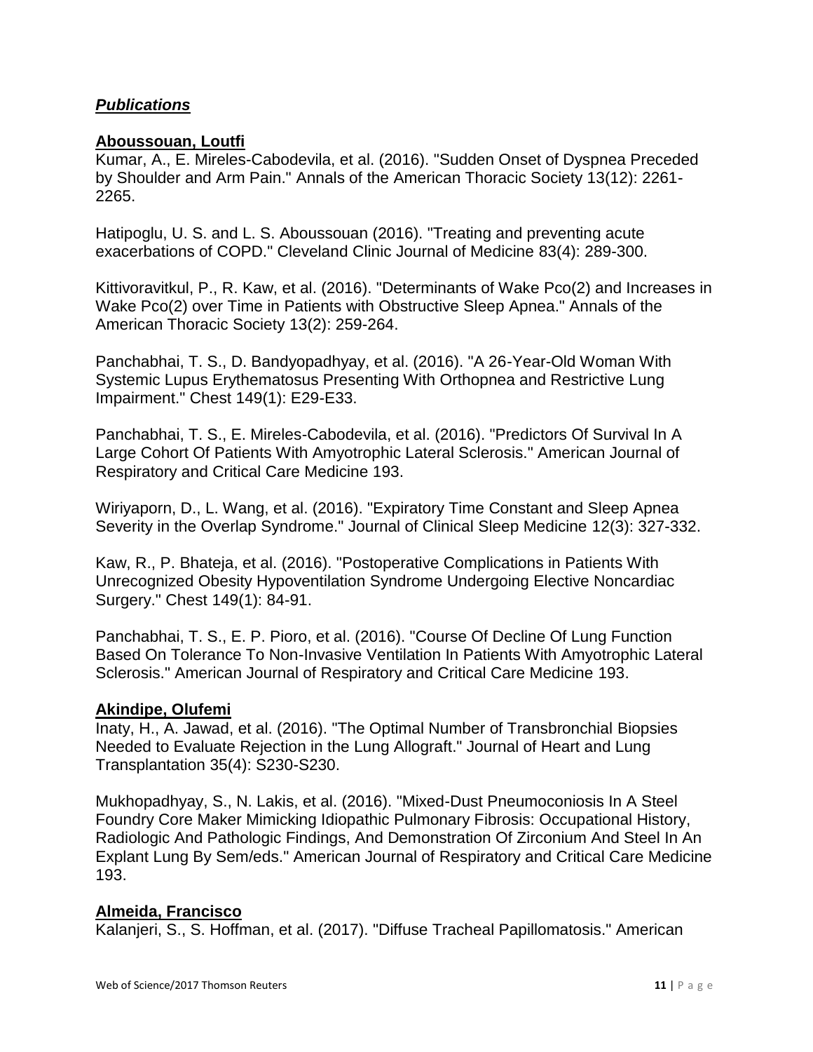## ***Publications***

**Aboussouan, Loutfi**

Kumar, A., E. Mireles-Cabodevila, et al. (2016). "Sudden Onset of Dyspnea Preceded by Shoulder and Arm Pain." Annals of the American Thoracic Society 13(12): 2261-2265.

Hatipoglu, U. S. and L. S. Aboussouan (2016). "Treating and preventing acute exacerbations of COPD." Cleveland Clinic Journal of Medicine 83(4): 289-300.

Kittivoravitkul, P., R. Kaw, et al. (2016). "Determinants of Wake Pco(2) and Increases in Wake Pco(2) over Time in Patients with Obstructive Sleep Apnea." Annals of the American Thoracic Society 13(2): 259-264.

Panchabhai, T. S., D. Bandyopadhyay, et al. (2016). "A 26-Year-Old Woman With Systemic Lupus Erythematosus Presenting With Orthopnea and Restrictive Lung Impairment." Chest 149(1): E29-E33.

Panchabhai, T. S., E. Mireles-Cabodevila, et al. (2016). "Predictors Of Survival In A Large Cohort Of Patients With Amyotrophic Lateral Sclerosis." American Journal of Respiratory and Critical Care Medicine 193.

Wiriyaporn, D., L. Wang, et al. (2016). "Expiratory Time Constant and Sleep Apnea Severity in the Overlap Syndrome." Journal of Clinical Sleep Medicine 12(3): 327-332.

Kaw, R., P. Bhateja, et al. (2016). "Postoperative Complications in Patients With Unrecognized Obesity Hypoventilation Syndrome Undergoing Elective Noncardiac Surgery." Chest 149(1): 84-91.

Panchabhai, T. S., E. P. Pioro, et al. (2016). "Course Of Decline Of Lung Function Based On Tolerance To Non-Invasive Ventilation In Patients With Amyotrophic Lateral Sclerosis." American Journal of Respiratory and Critical Care Medicine 193.

**Akindipe, Olufemi**

Inaty, H., A. Jawad, et al. (2016). "The Optimal Number of Transbronchial Biopsies Needed to Evaluate Rejection in the Lung Allograft." Journal of Heart and Lung Transplantation 35(4): S230-S230.

Mukhopadhyay, S., N. Lakis, et al. (2016). "Mixed-Dust Pneumoconiosis In A Steel Foundry Core Maker Mimicking Idiopathic Pulmonary Fibrosis: Occupational History, Radiologic And Pathologic Findings, And Demonstration Of Zirconium And Steel In An Explant Lung By Sem/eds." American Journal of Respiratory and Critical Care Medicine 193.

**Almeida, Francisco**

Kalanjeri, S., S. Hoffman, et al. (2017). "Diffuse Tracheal Papillomatosis." American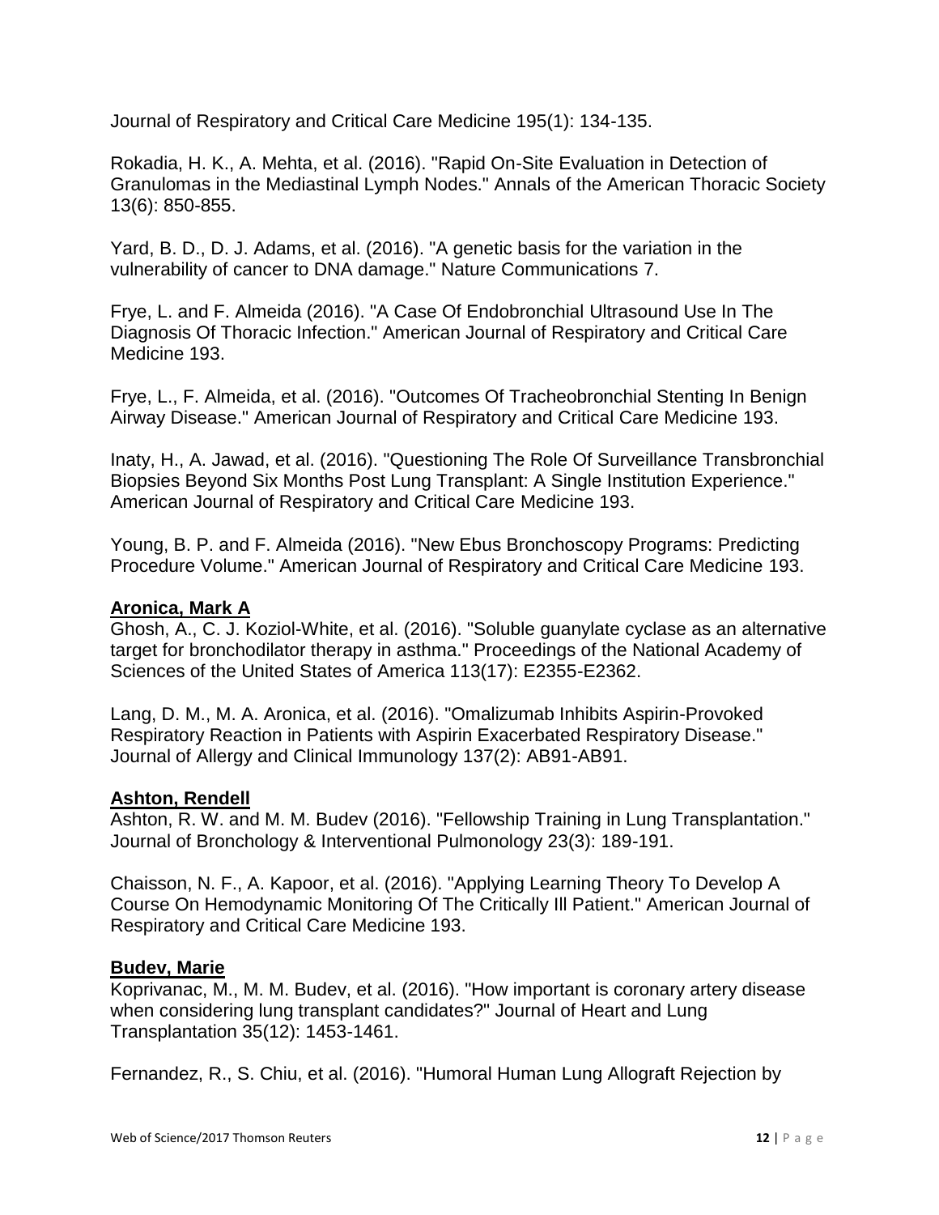Journal of Respiratory and Critical Care Medicine 195(1): 134-135.

Rokadia, H. K., A. Mehta, et al. (2016). "Rapid On-Site Evaluation in Detection of Granulomas in the Mediastinal Lymph Nodes." Annals of the American Thoracic Society 13(6): 850-855.

Yard, B. D., D. J. Adams, et al. (2016). "A genetic basis for the variation in the vulnerability of cancer to DNA damage." Nature Communications 7.

Frye, L. and F. Almeida (2016). "A Case Of Endobronchial Ultrasound Use In The Diagnosis Of Thoracic Infection." American Journal of Respiratory and Critical Care Medicine 193.

Frye, L., F. Almeida, et al. (2016). "Outcomes Of Tracheobronchial Stenting In Benign Airway Disease." American Journal of Respiratory and Critical Care Medicine 193.

Inaty, H., A. Jawad, et al. (2016). "Questioning The Role Of Surveillance Transbronchial Biopsies Beyond Six Months Post Lung Transplant: A Single Institution Experience." American Journal of Respiratory and Critical Care Medicine 193.

Young, B. P. and F. Almeida (2016). "New Ebus Bronchoscopy Programs: Predicting Procedure Volume." American Journal of Respiratory and Critical Care Medicine 193.

**Aronica, Mark A**

Ghosh, A., C. J. Koziol-White, et al. (2016). "Soluble guanylate cyclase as an alternative target for bronchodilator therapy in asthma." Proceedings of the National Academy of Sciences of the United States of America 113(17): E2355-E2362.

Lang, D. M., M. A. Aronica, et al. (2016). "Omalizumab Inhibits Aspirin-Provoked Respiratory Reaction in Patients with Aspirin Exacerbated Respiratory Disease." Journal of Allergy and Clinical Immunology 137(2): AB91-AB91.

**Ashton, Rendell**

Ashton, R. W. and M. M. Budev (2016). "Fellowship Training in Lung Transplantation." Journal of Bronchology & Interventional Pulmonology 23(3): 189-191.

Chaisson, N. F., A. Kapoor, et al. (2016). "Applying Learning Theory To Develop A Course On Hemodynamic Monitoring Of The Critically Ill Patient." American Journal of Respiratory and Critical Care Medicine 193.

**Budev, Marie**

Koprivanac, M., M. M. Budev, et al. (2016). "How important is coronary artery disease when considering lung transplant candidates?" Journal of Heart and Lung Transplantation 35(12): 1453-1461.

Fernandez, R., S. Chiu, et al. (2016). "Humoral Human Lung Allograft Rejection by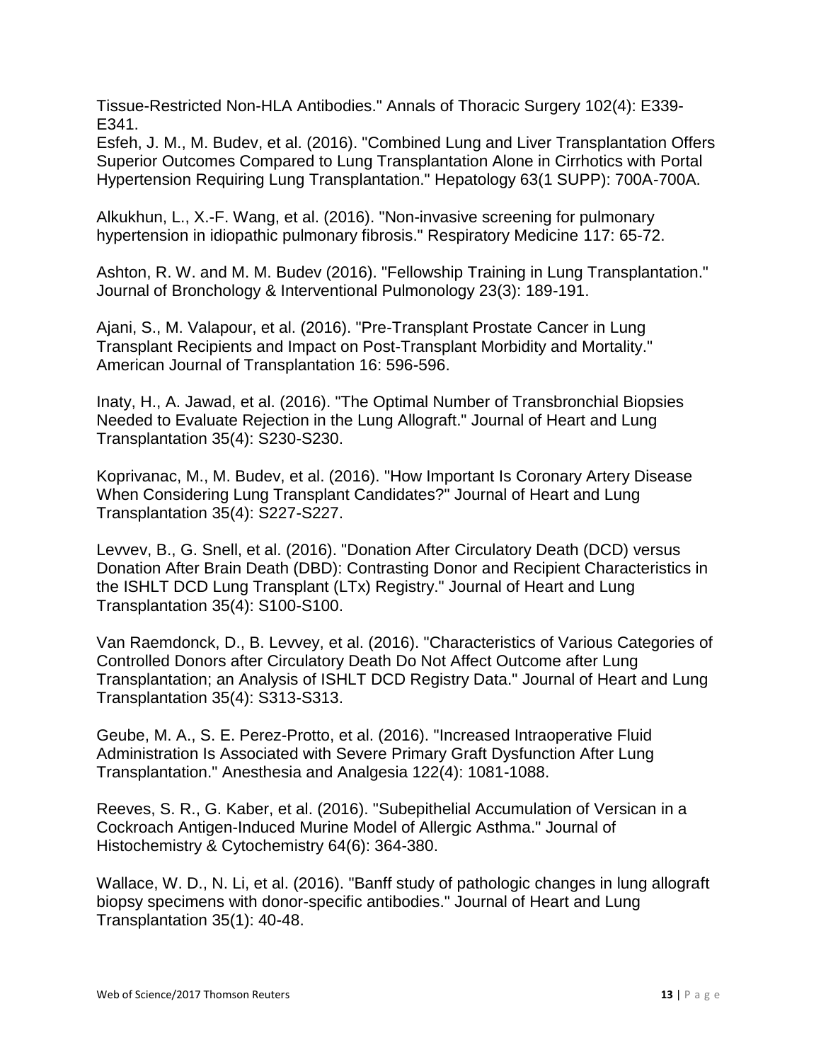Tissue-Restricted Non-HLA Antibodies." Annals of Thoracic Surgery 102(4): E339-E341.
Esfeh, J. M., M. Budev, et al. (2016). "Combined Lung and Liver Transplantation Offers Superior Outcomes Compared to Lung Transplantation Alone in Cirrhotics with Portal Hypertension Requiring Lung Transplantation." Hepatology 63(1 SUPP): 700A-700A.

Alkukhun, L., X.-F. Wang, et al. (2016). "Non-invasive screening for pulmonary hypertension in idiopathic pulmonary fibrosis." Respiratory Medicine 117: 65-72.

Ashton, R. W. and M. M. Budev (2016). "Fellowship Training in Lung Transplantation." Journal of Bronchology & Interventional Pulmonology 23(3): 189-191.

Ajani, S., M. Valapour, et al. (2016). "Pre-Transplant Prostate Cancer in Lung Transplant Recipients and Impact on Post-Transplant Morbidity and Mortality." American Journal of Transplantation 16: 596-596.

Inaty, H., A. Jawad, et al. (2016). "The Optimal Number of Transbronchial Biopsies Needed to Evaluate Rejection in the Lung Allograft." Journal of Heart and Lung Transplantation 35(4): S230-S230.

Koprivanac, M., M. Budev, et al. (2016). "How Important Is Coronary Artery Disease When Considering Lung Transplant Candidates?" Journal of Heart and Lung Transplantation 35(4): S227-S227.

Levvev, B., G. Snell, et al. (2016). "Donation After Circulatory Death (DCD) versus Donation After Brain Death (DBD): Contrasting Donor and Recipient Characteristics in the ISHLT DCD Lung Transplant (LTx) Registry." Journal of Heart and Lung Transplantation 35(4): S100-S100.

Van Raemdonck, D., B. Levvey, et al. (2016). "Characteristics of Various Categories of Controlled Donors after Circulatory Death Do Not Affect Outcome after Lung Transplantation; an Analysis of ISHLT DCD Registry Data." Journal of Heart and Lung Transplantation 35(4): S313-S313.

Geube, M. A., S. E. Perez-Protto, et al. (2016). "Increased Intraoperative Fluid Administration Is Associated with Severe Primary Graft Dysfunction After Lung Transplantation." Anesthesia and Analgesia 122(4): 1081-1088.

Reeves, S. R., G. Kaber, et al. (2016). "Subepithelial Accumulation of Versican in a Cockroach Antigen-Induced Murine Model of Allergic Asthma." Journal of Histochemistry & Cytochemistry 64(6): 364-380.

Wallace, W. D., N. Li, et al. (2016). "Banff study of pathologic changes in lung allograft biopsy specimens with donor-specific antibodies." Journal of Heart and Lung Transplantation 35(1): 40-48.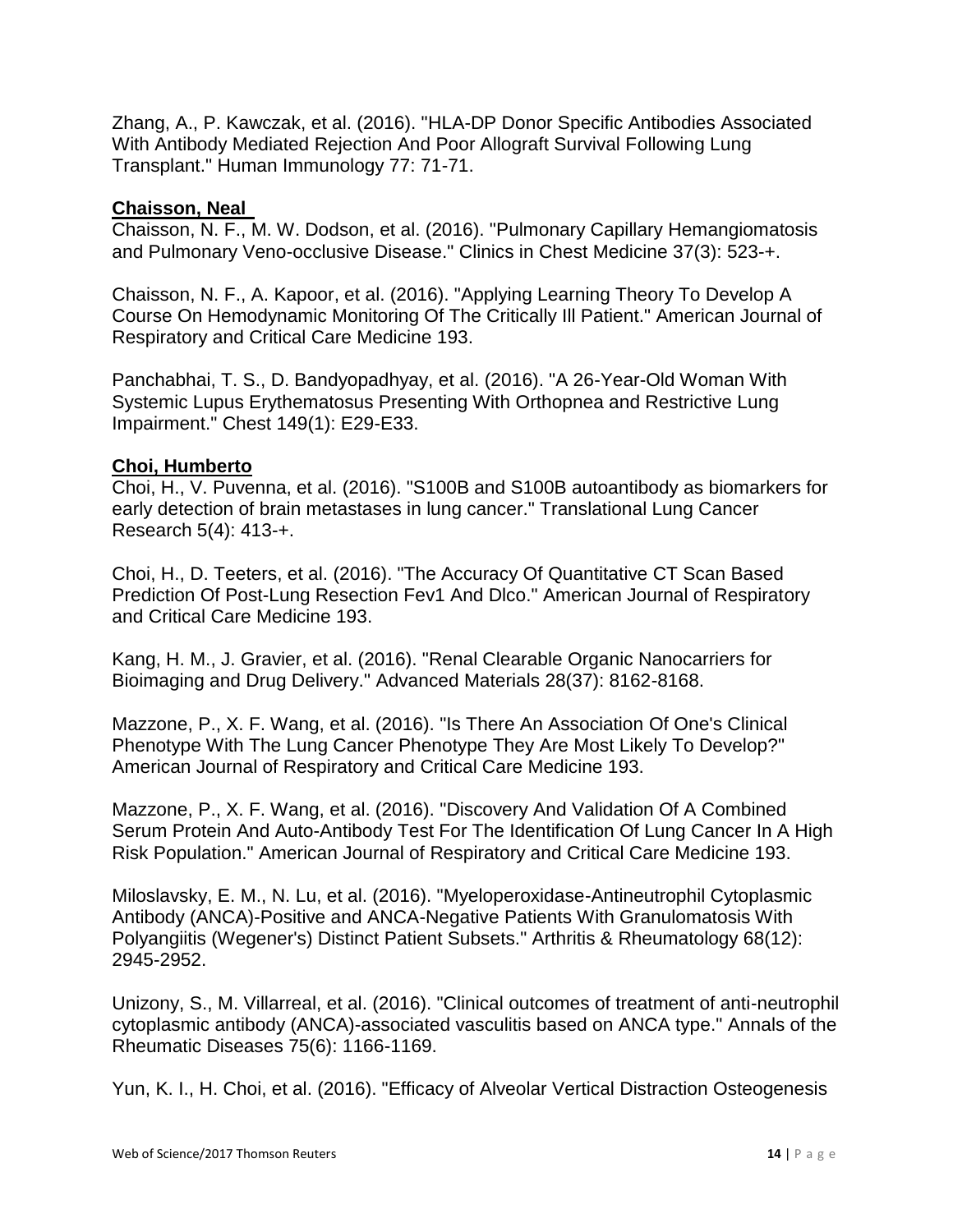Zhang, A., P. Kawczak, et al. (2016). "HLA-DP Donor Specific Antibodies Associated With Antibody Mediated Rejection And Poor Allograft Survival Following Lung Transplant." Human Immunology 77: 71-71.

**Chaisson, Neal**

Chaisson, N. F., M. W. Dodson, et al. (2016). "Pulmonary Capillary Hemangiomatosis and Pulmonary Veno-occlusive Disease." Clinics in Chest Medicine 37(3): 523-+.

Chaisson, N. F., A. Kapoor, et al. (2016). "Applying Learning Theory To Develop A Course On Hemodynamic Monitoring Of The Critically Ill Patient." American Journal of Respiratory and Critical Care Medicine 193.

Panchabhai, T. S., D. Bandyopadhyay, et al. (2016). "A 26-Year-Old Woman With Systemic Lupus Erythematosus Presenting With Orthopnea and Restrictive Lung Impairment." Chest 149(1): E29-E33.

**Choi, Humberto**

Choi, H., V. Puvenna, et al. (2016). "S100B and S100B autoantibody as biomarkers for early detection of brain metastases in lung cancer." Translational Lung Cancer Research 5(4): 413-+.

Choi, H., D. Teeters, et al. (2016). "The Accuracy Of Quantitative CT Scan Based Prediction Of Post-Lung Resection Fev1 And Dlco." American Journal of Respiratory and Critical Care Medicine 193.

Kang, H. M., J. Gravier, et al. (2016). "Renal Clearable Organic Nanocarriers for Bioimaging and Drug Delivery." Advanced Materials 28(37): 8162-8168.

Mazzone, P., X. F. Wang, et al. (2016). "Is There An Association Of One's Clinical Phenotype With The Lung Cancer Phenotype They Are Most Likely To Develop?" American Journal of Respiratory and Critical Care Medicine 193.

Mazzone, P., X. F. Wang, et al. (2016). "Discovery And Validation Of A Combined Serum Protein And Auto-Antibody Test For The Identification Of Lung Cancer In A High Risk Population." American Journal of Respiratory and Critical Care Medicine 193.

Miloslavsky, E. M., N. Lu, et al. (2016). "Myeloperoxidase-Antineutrophil Cytoplasmic Antibody (ANCA)-Positive and ANCA-Negative Patients With Granulomatosis With Polyangiitis (Wegener's) Distinct Patient Subsets." Arthritis & Rheumatology 68(12): 2945-2952.

Unizony, S., M. Villarreal, et al. (2016). "Clinical outcomes of treatment of anti-neutrophil cytoplasmic antibody (ANCA)-associated vasculitis based on ANCA type." Annals of the Rheumatic Diseases 75(6): 1166-1169.

Yun, K. I., H. Choi, et al. (2016). "Efficacy of Alveolar Vertical Distraction Osteogenesis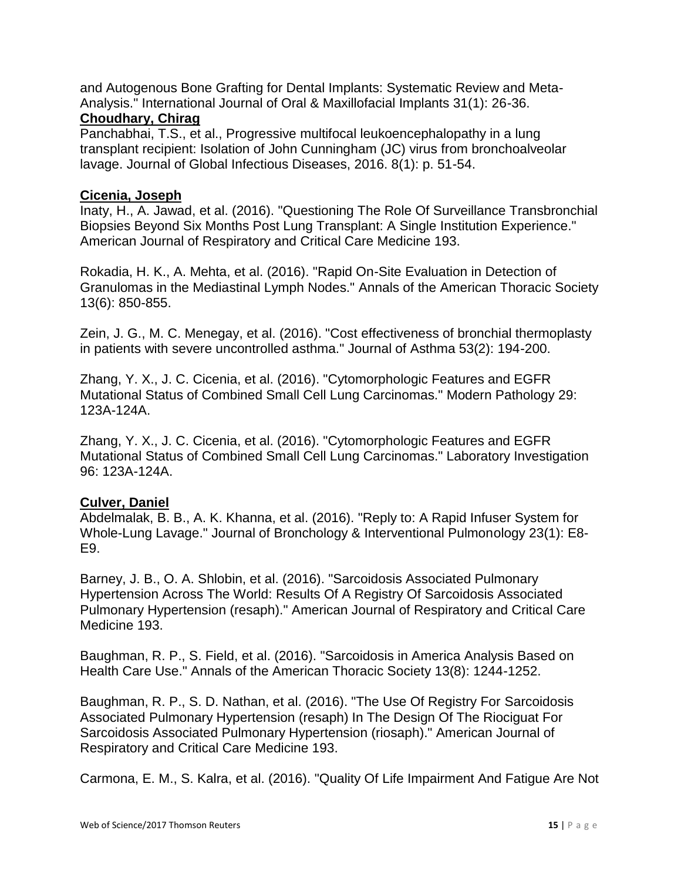and Autogenous Bone Grafting for Dental Implants: Systematic Review and Meta-Analysis." International Journal of Oral & Maxillofacial Implants 31(1): 26-36.

**Choudhary, Chirag**

Panchabhai, T.S., et al., Progressive multifocal leukoencephalopathy in a lung transplant recipient: Isolation of John Cunningham (JC) virus from bronchoalveolar lavage. Journal of Global Infectious Diseases, 2016. 8(1): p. 51-54.

**Cicenia, Joseph**

Inaty, H., A. Jawad, et al. (2016). "Questioning The Role Of Surveillance Transbronchial Biopsies Beyond Six Months Post Lung Transplant: A Single Institution Experience." American Journal of Respiratory and Critical Care Medicine 193.

Rokadia, H. K., A. Mehta, et al. (2016). "Rapid On-Site Evaluation in Detection of Granulomas in the Mediastinal Lymph Nodes." Annals of the American Thoracic Society 13(6): 850-855.

Zein, J. G., M. C. Menegay, et al. (2016). "Cost effectiveness of bronchial thermoplasty in patients with severe uncontrolled asthma." Journal of Asthma 53(2): 194-200.

Zhang, Y. X., J. C. Cicenia, et al. (2016). "Cytomorphologic Features and EGFR Mutational Status of Combined Small Cell Lung Carcinomas." Modern Pathology 29: 123A-124A.

Zhang, Y. X., J. C. Cicenia, et al. (2016). "Cytomorphologic Features and EGFR Mutational Status of Combined Small Cell Lung Carcinomas." Laboratory Investigation 96: 123A-124A.

**Culver, Daniel**

Abdelmalak, B. B., A. K. Khanna, et al. (2016). "Reply to: A Rapid Infuser System for Whole-Lung Lavage." Journal of Bronchology & Interventional Pulmonology 23(1): E8-E9.

Barney, J. B., O. A. Shlobin, et al. (2016). "Sarcoidosis Associated Pulmonary Hypertension Across The World: Results Of A Registry Of Sarcoidosis Associated Pulmonary Hypertension (resaph)." American Journal of Respiratory and Critical Care Medicine 193.

Baughman, R. P., S. Field, et al. (2016). "Sarcoidosis in America Analysis Based on Health Care Use." Annals of the American Thoracic Society 13(8): 1244-1252.

Baughman, R. P., S. D. Nathan, et al. (2016). "The Use Of Registry For Sarcoidosis Associated Pulmonary Hypertension (resaph) In The Design Of The Riociguat For Sarcoidosis Associated Pulmonary Hypertension (riosaph)." American Journal of Respiratory and Critical Care Medicine 193.

Carmona, E. M., S. Kalra, et al. (2016). "Quality Of Life Impairment And Fatigue Are Not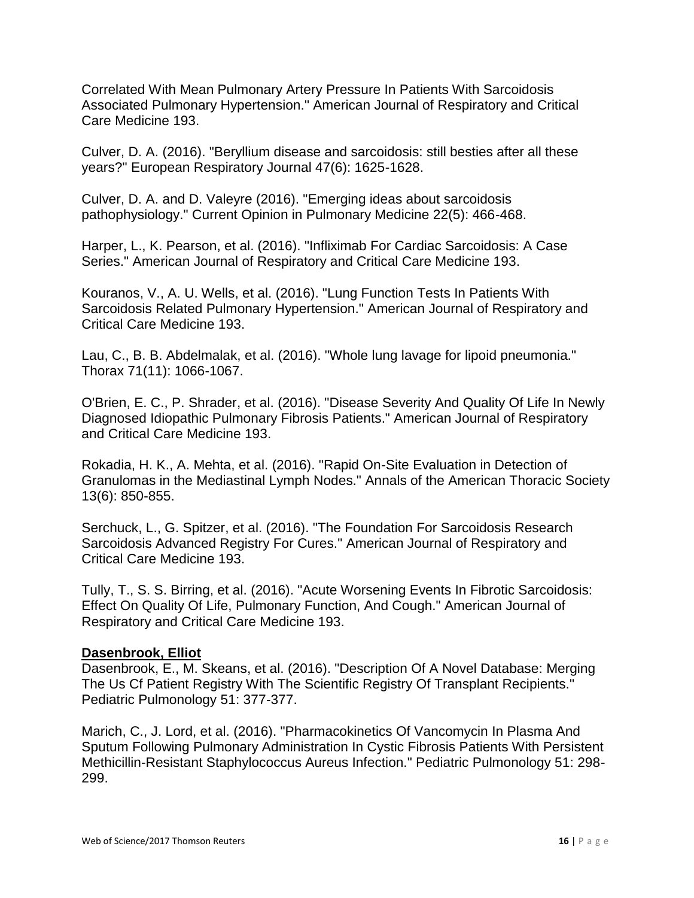Correlated With Mean Pulmonary Artery Pressure In Patients With Sarcoidosis Associated Pulmonary Hypertension." American Journal of Respiratory and Critical Care Medicine 193.

Culver, D. A. (2016). "Beryllium disease and sarcoidosis: still besties after all these years?" European Respiratory Journal 47(6): 1625-1628.

Culver, D. A. and D. Valeyre (2016). "Emerging ideas about sarcoidosis pathophysiology." Current Opinion in Pulmonary Medicine 22(5): 466-468.

Harper, L., K. Pearson, et al. (2016). "Infliximab For Cardiac Sarcoidosis: A Case Series." American Journal of Respiratory and Critical Care Medicine 193.

Kouranos, V., A. U. Wells, et al. (2016). "Lung Function Tests In Patients With Sarcoidosis Related Pulmonary Hypertension." American Journal of Respiratory and Critical Care Medicine 193.

Lau, C., B. B. Abdelmalak, et al. (2016). "Whole lung lavage for lipoid pneumonia." Thorax 71(11): 1066-1067.

O'Brien, E. C., P. Shrader, et al. (2016). "Disease Severity And Quality Of Life In Newly Diagnosed Idiopathic Pulmonary Fibrosis Patients." American Journal of Respiratory and Critical Care Medicine 193.

Rokadia, H. K., A. Mehta, et al. (2016). "Rapid On-Site Evaluation in Detection of Granulomas in the Mediastinal Lymph Nodes." Annals of the American Thoracic Society 13(6): 850-855.

Serchuck, L., G. Spitzer, et al. (2016). "The Foundation For Sarcoidosis Research Sarcoidosis Advanced Registry For Cures." American Journal of Respiratory and Critical Care Medicine 193.

Tully, T., S. S. Birring, et al. (2016). "Acute Worsening Events In Fibrotic Sarcoidosis: Effect On Quality Of Life, Pulmonary Function, And Cough." American Journal of Respiratory and Critical Care Medicine 193.

**Dasenbrook, Elliot**

Dasenbrook, E., M. Skeans, et al. (2016). "Description Of A Novel Database: Merging The Us Cf Patient Registry With The Scientific Registry Of Transplant Recipients." Pediatric Pulmonology 51: 377-377.

Marich, C., J. Lord, et al. (2016). "Pharmacokinetics Of Vancomycin In Plasma And Sputum Following Pulmonary Administration In Cystic Fibrosis Patients With Persistent Methicillin-Resistant Staphylococcus Aureus Infection." Pediatric Pulmonology 51: 298-299.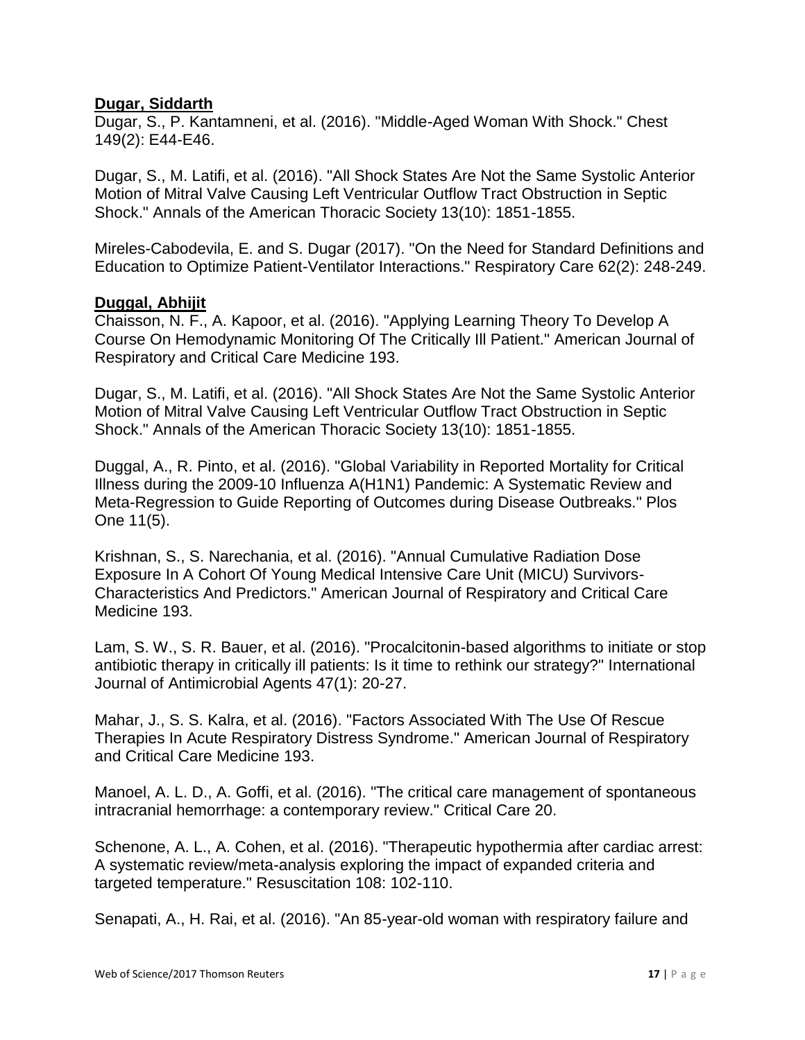**Dugar, Siddarth**

Dugar, S., P. Kantamneni, et al. (2016). "Middle-Aged Woman With Shock." Chest 149(2): E44-E46.

Dugar, S., M. Latifi, et al. (2016). "All Shock States Are Not the Same Systolic Anterior Motion of Mitral Valve Causing Left Ventricular Outflow Tract Obstruction in Septic Shock." Annals of the American Thoracic Society 13(10): 1851-1855.

Mireles-Cabodevila, E. and S. Dugar (2017). "On the Need for Standard Definitions and Education to Optimize Patient-Ventilator Interactions." Respiratory Care 62(2): 248-249.

**Duggal, Abhijit**

Chaisson, N. F., A. Kapoor, et al. (2016). "Applying Learning Theory To Develop A Course On Hemodynamic Monitoring Of The Critically Ill Patient." American Journal of Respiratory and Critical Care Medicine 193.

Dugar, S., M. Latifi, et al. (2016). "All Shock States Are Not the Same Systolic Anterior Motion of Mitral Valve Causing Left Ventricular Outflow Tract Obstruction in Septic Shock." Annals of the American Thoracic Society 13(10): 1851-1855.

Duggal, A., R. Pinto, et al. (2016). "Global Variability in Reported Mortality for Critical Illness during the 2009-10 Influenza A(H1N1) Pandemic: A Systematic Review and Meta-Regression to Guide Reporting of Outcomes during Disease Outbreaks." Plos One 11(5).

Krishnan, S., S. Narechania, et al. (2016). "Annual Cumulative Radiation Dose Exposure In A Cohort Of Young Medical Intensive Care Unit (MICU) Survivors-Characteristics And Predictors." American Journal of Respiratory and Critical Care Medicine 193.

Lam, S. W., S. R. Bauer, et al. (2016). "Procalcitonin-based algorithms to initiate or stop antibiotic therapy in critically ill patients: Is it time to rethink our strategy?" International Journal of Antimicrobial Agents 47(1): 20-27.

Mahar, J., S. S. Kalra, et al. (2016). "Factors Associated With The Use Of Rescue Therapies In Acute Respiratory Distress Syndrome." American Journal of Respiratory and Critical Care Medicine 193.

Manoel, A. L. D., A. Goffi, et al. (2016). "The critical care management of spontaneous intracranial hemorrhage: a contemporary review." Critical Care 20.

Schenone, A. L., A. Cohen, et al. (2016). "Therapeutic hypothermia after cardiac arrest: A systematic review/meta-analysis exploring the impact of expanded criteria and targeted temperature." Resuscitation 108: 102-110.

Senapati, A., H. Rai, et al. (2016). "An 85-year-old woman with respiratory failure and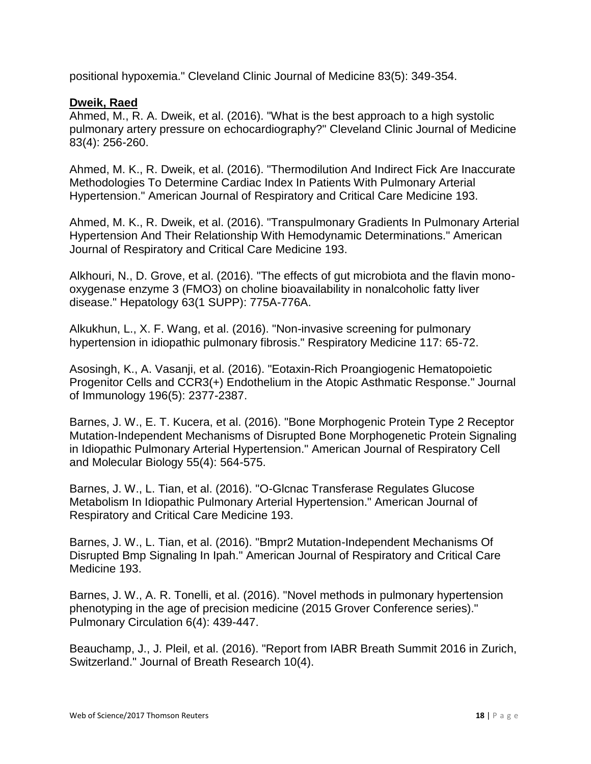positional hypoxemia." Cleveland Clinic Journal of Medicine 83(5): 349-354.

**Dweik, Raed**

Ahmed, M., R. A. Dweik, et al. (2016). "What is the best approach to a high systolic pulmonary artery pressure on echocardiography?" Cleveland Clinic Journal of Medicine 83(4): 256-260.

Ahmed, M. K., R. Dweik, et al. (2016). "Thermodilution And Indirect Fick Are Inaccurate Methodologies To Determine Cardiac Index In Patients With Pulmonary Arterial Hypertension." American Journal of Respiratory and Critical Care Medicine 193.

Ahmed, M. K., R. Dweik, et al. (2016). "Transpulmonary Gradients In Pulmonary Arterial Hypertension And Their Relationship With Hemodynamic Determinations." American Journal of Respiratory and Critical Care Medicine 193.

Alkhouri, N., D. Grove, et al. (2016). "The effects of gut microbiota and the flavin mono-oxygenase enzyme 3 (FMO3) on choline bioavailability in nonalcoholic fatty liver disease." Hepatology 63(1 SUPP): 775A-776A.

Alkukhun, L., X. F. Wang, et al. (2016). "Non-invasive screening for pulmonary hypertension in idiopathic pulmonary fibrosis." Respiratory Medicine 117: 65-72.

Asosingh, K., A. Vasanji, et al. (2016). "Eotaxin-Rich Proangiogenic Hematopoietic Progenitor Cells and CCR3(+) Endothelium in the Atopic Asthmatic Response." Journal of Immunology 196(5): 2377-2387.

Barnes, J. W., E. T. Kucera, et al. (2016). "Bone Morphogenic Protein Type 2 Receptor Mutation-Independent Mechanisms of Disrupted Bone Morphogenetic Protein Signaling in Idiopathic Pulmonary Arterial Hypertension." American Journal of Respiratory Cell and Molecular Biology 55(4): 564-575.

Barnes, J. W., L. Tian, et al. (2016). "O-Glcnac Transferase Regulates Glucose Metabolism In Idiopathic Pulmonary Arterial Hypertension." American Journal of Respiratory and Critical Care Medicine 193.

Barnes, J. W., L. Tian, et al. (2016). "Bmpr2 Mutation-Independent Mechanisms Of Disrupted Bmp Signaling In Ipah." American Journal of Respiratory and Critical Care Medicine 193.

Barnes, J. W., A. R. Tonelli, et al. (2016). "Novel methods in pulmonary hypertension phenotyping in the age of precision medicine (2015 Grover Conference series)." Pulmonary Circulation 6(4): 439-447.

Beauchamp, J., J. Pleil, et al. (2016). "Report from IABR Breath Summit 2016 in Zurich, Switzerland." Journal of Breath Research 10(4).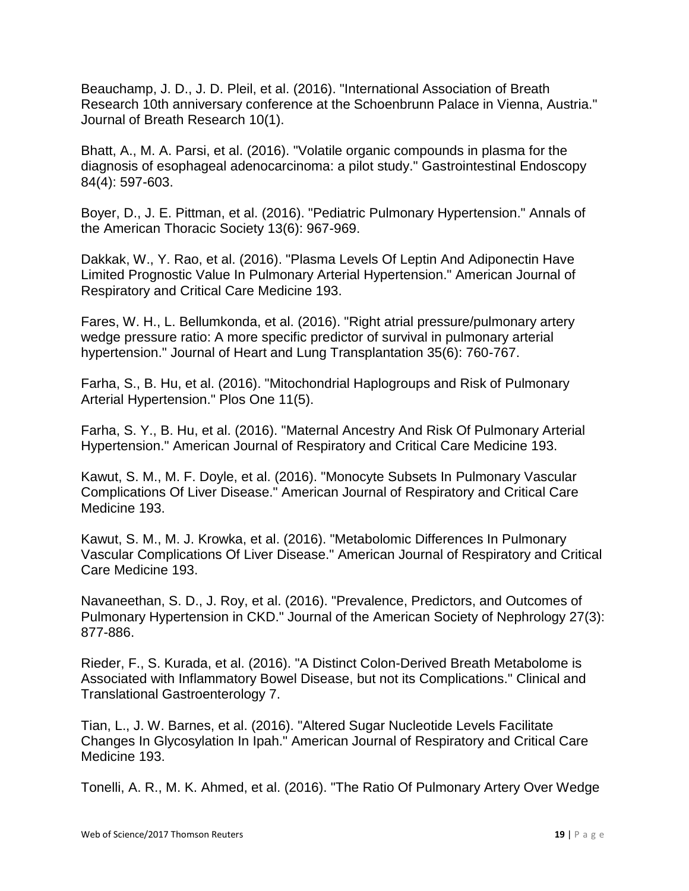Beauchamp, J. D., J. D. Pleil, et al. (2016). "International Association of Breath Research 10th anniversary conference at the Schoenbrunn Palace in Vienna, Austria." Journal of Breath Research 10(1).

Bhatt, A., M. A. Parsi, et al. (2016). "Volatile organic compounds in plasma for the diagnosis of esophageal adenocarcinoma: a pilot study." Gastrointestinal Endoscopy 84(4): 597-603.

Boyer, D., J. E. Pittman, et al. (2016). "Pediatric Pulmonary Hypertension." Annals of the American Thoracic Society 13(6): 967-969.

Dakkak, W., Y. Rao, et al. (2016). "Plasma Levels Of Leptin And Adiponectin Have Limited Prognostic Value In Pulmonary Arterial Hypertension." American Journal of Respiratory and Critical Care Medicine 193.

Fares, W. H., L. Bellumkonda, et al. (2016). "Right atrial pressure/pulmonary artery wedge pressure ratio: A more specific predictor of survival in pulmonary arterial hypertension." Journal of Heart and Lung Transplantation 35(6): 760-767.

Farha, S., B. Hu, et al. (2016). "Mitochondrial Haplogroups and Risk of Pulmonary Arterial Hypertension." Plos One 11(5).

Farha, S. Y., B. Hu, et al. (2016). "Maternal Ancestry And Risk Of Pulmonary Arterial Hypertension." American Journal of Respiratory and Critical Care Medicine 193.

Kawut, S. M., M. F. Doyle, et al. (2016). "Monocyte Subsets In Pulmonary Vascular Complications Of Liver Disease." American Journal of Respiratory and Critical Care Medicine 193.

Kawut, S. M., M. J. Krowka, et al. (2016). "Metabolomic Differences In Pulmonary Vascular Complications Of Liver Disease." American Journal of Respiratory and Critical Care Medicine 193.

Navaneethan, S. D., J. Roy, et al. (2016). "Prevalence, Predictors, and Outcomes of Pulmonary Hypertension in CKD." Journal of the American Society of Nephrology 27(3): 877-886.

Rieder, F., S. Kurada, et al. (2016). "A Distinct Colon-Derived Breath Metabolome is Associated with Inflammatory Bowel Disease, but not its Complications." Clinical and Translational Gastroenterology 7.

Tian, L., J. W. Barnes, et al. (2016). "Altered Sugar Nucleotide Levels Facilitate Changes In Glycosylation In Ipah." American Journal of Respiratory and Critical Care Medicine 193.

Tonelli, A. R., M. K. Ahmed, et al. (2016). "The Ratio Of Pulmonary Artery Over Wedge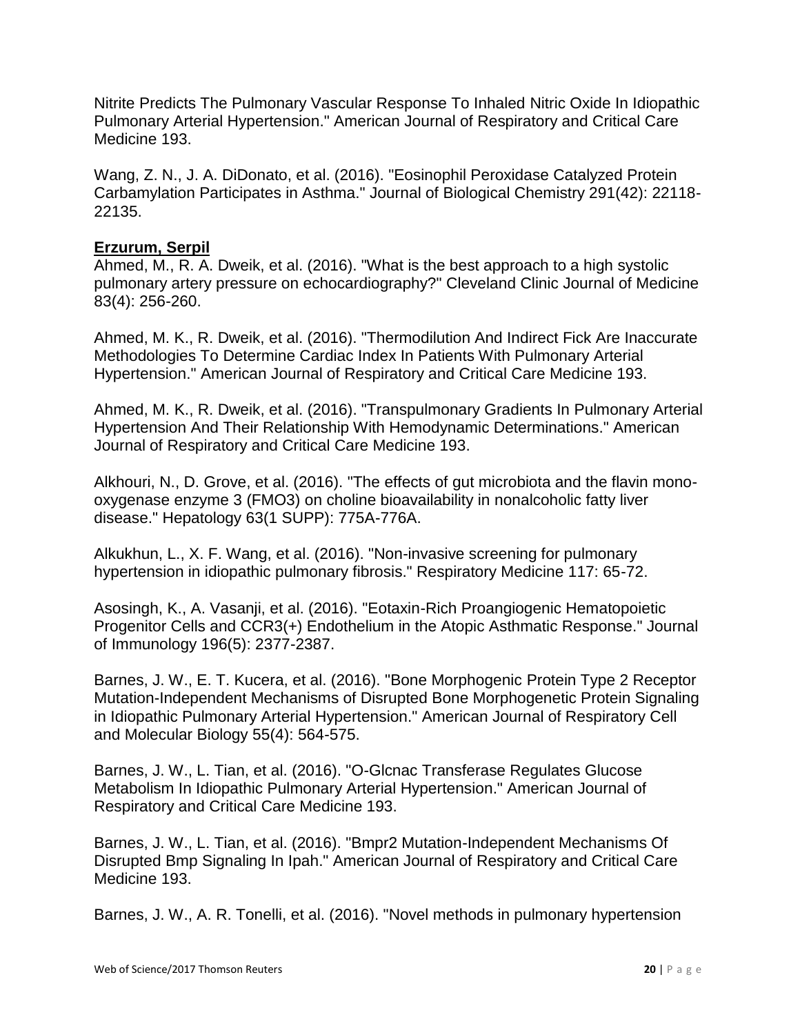Nitrite Predicts The Pulmonary Vascular Response To Inhaled Nitric Oxide In Idiopathic Pulmonary Arterial Hypertension." American Journal of Respiratory and Critical Care Medicine 193.

Wang, Z. N., J. A. DiDonato, et al. (2016). "Eosinophil Peroxidase Catalyzed Protein Carbamylation Participates in Asthma." Journal of Biological Chemistry 291(42): 22118-22135.

**Erzurum, Serpil**

Ahmed, M., R. A. Dweik, et al. (2016). "What is the best approach to a high systolic pulmonary artery pressure on echocardiography?" Cleveland Clinic Journal of Medicine 83(4): 256-260.

Ahmed, M. K., R. Dweik, et al. (2016). "Thermodilution And Indirect Fick Are Inaccurate Methodologies To Determine Cardiac Index In Patients With Pulmonary Arterial Hypertension." American Journal of Respiratory and Critical Care Medicine 193.

Ahmed, M. K., R. Dweik, et al. (2016). "Transpulmonary Gradients In Pulmonary Arterial Hypertension And Their Relationship With Hemodynamic Determinations." American Journal of Respiratory and Critical Care Medicine 193.

Alkhouri, N., D. Grove, et al. (2016). "The effects of gut microbiota and the flavin mono-oxygenase enzyme 3 (FMO3) on choline bioavailability in nonalcoholic fatty liver disease." Hepatology 63(1 SUPP): 775A-776A.

Alkukhun, L., X. F. Wang, et al. (2016). "Non-invasive screening for pulmonary hypertension in idiopathic pulmonary fibrosis." Respiratory Medicine 117: 65-72.

Asosingh, K., A. Vasanji, et al. (2016). "Eotaxin-Rich Proangiogenic Hematopoietic Progenitor Cells and CCR3(+) Endothelium in the Atopic Asthmatic Response." Journal of Immunology 196(5): 2377-2387.

Barnes, J. W., E. T. Kucera, et al. (2016). "Bone Morphogenic Protein Type 2 Receptor Mutation-Independent Mechanisms of Disrupted Bone Morphogenetic Protein Signaling in Idiopathic Pulmonary Arterial Hypertension." American Journal of Respiratory Cell and Molecular Biology 55(4): 564-575.

Barnes, J. W., L. Tian, et al. (2016). "O-Glcnac Transferase Regulates Glucose Metabolism In Idiopathic Pulmonary Arterial Hypertension." American Journal of Respiratory and Critical Care Medicine 193.

Barnes, J. W., L. Tian, et al. (2016). "Bmpr2 Mutation-Independent Mechanisms Of Disrupted Bmp Signaling In Ipah." American Journal of Respiratory and Critical Care Medicine 193.

Barnes, J. W., A. R. Tonelli, et al. (2016). "Novel methods in pulmonary hypertension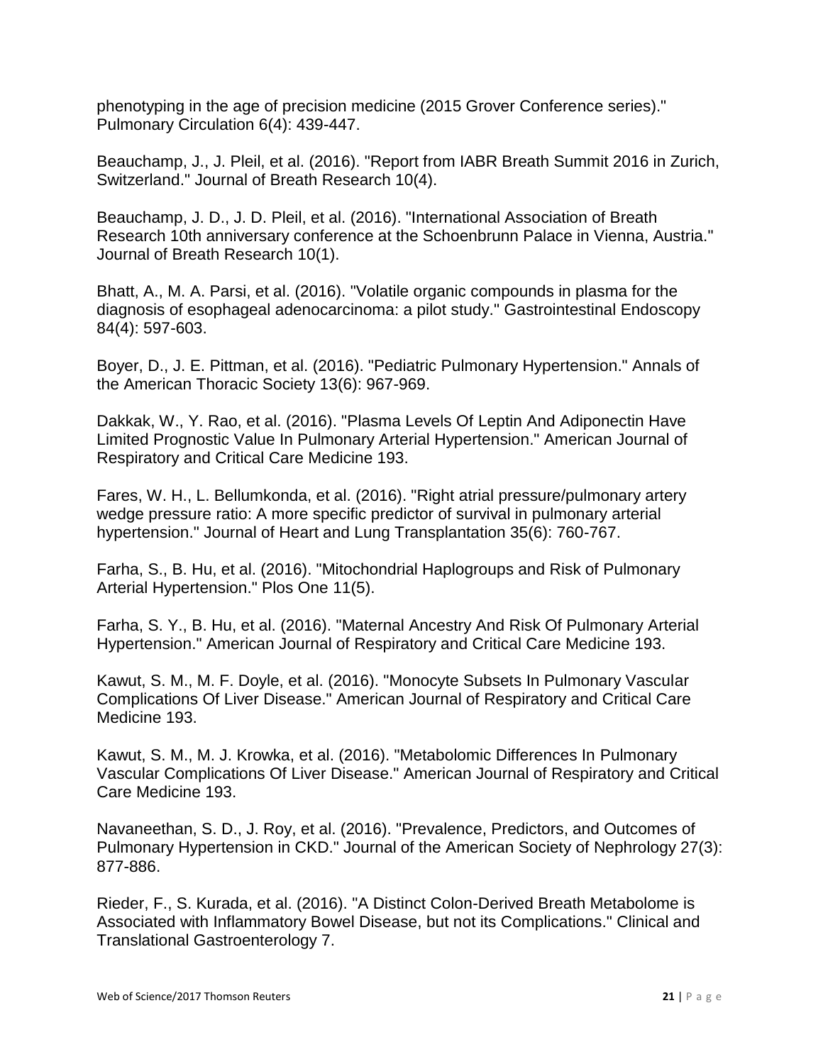phenotyping in the age of precision medicine (2015 Grover Conference series)." Pulmonary Circulation 6(4): 439-447.

Beauchamp, J., J. Pleil, et al. (2016). "Report from IABR Breath Summit 2016 in Zurich, Switzerland." Journal of Breath Research 10(4).

Beauchamp, J. D., J. D. Pleil, et al. (2016). "International Association of Breath Research 10th anniversary conference at the Schoenbrunn Palace in Vienna, Austria." Journal of Breath Research 10(1).

Bhatt, A., M. A. Parsi, et al. (2016). "Volatile organic compounds in plasma for the diagnosis of esophageal adenocarcinoma: a pilot study." Gastrointestinal Endoscopy 84(4): 597-603.

Boyer, D., J. E. Pittman, et al. (2016). "Pediatric Pulmonary Hypertension." Annals of the American Thoracic Society 13(6): 967-969.

Dakkak, W., Y. Rao, et al. (2016). "Plasma Levels Of Leptin And Adiponectin Have Limited Prognostic Value In Pulmonary Arterial Hypertension." American Journal of Respiratory and Critical Care Medicine 193.

Fares, W. H., L. Bellumkonda, et al. (2016). "Right atrial pressure/pulmonary artery wedge pressure ratio: A more specific predictor of survival in pulmonary arterial hypertension." Journal of Heart and Lung Transplantation 35(6): 760-767.

Farha, S., B. Hu, et al. (2016). "Mitochondrial Haplogroups and Risk of Pulmonary Arterial Hypertension." Plos One 11(5).

Farha, S. Y., B. Hu, et al. (2016). "Maternal Ancestry And Risk Of Pulmonary Arterial Hypertension." American Journal of Respiratory and Critical Care Medicine 193.

Kawut, S. M., M. F. Doyle, et al. (2016). "Monocyte Subsets In Pulmonary Vascular Complications Of Liver Disease." American Journal of Respiratory and Critical Care Medicine 193.

Kawut, S. M., M. J. Krowka, et al. (2016). "Metabolomic Differences In Pulmonary Vascular Complications Of Liver Disease." American Journal of Respiratory and Critical Care Medicine 193.

Navaneethan, S. D., J. Roy, et al. (2016). "Prevalence, Predictors, and Outcomes of Pulmonary Hypertension in CKD." Journal of the American Society of Nephrology 27(3): 877-886.

Rieder, F., S. Kurada, et al. (2016). "A Distinct Colon-Derived Breath Metabolome is Associated with Inflammatory Bowel Disease, but not its Complications." Clinical and Translational Gastroenterology 7.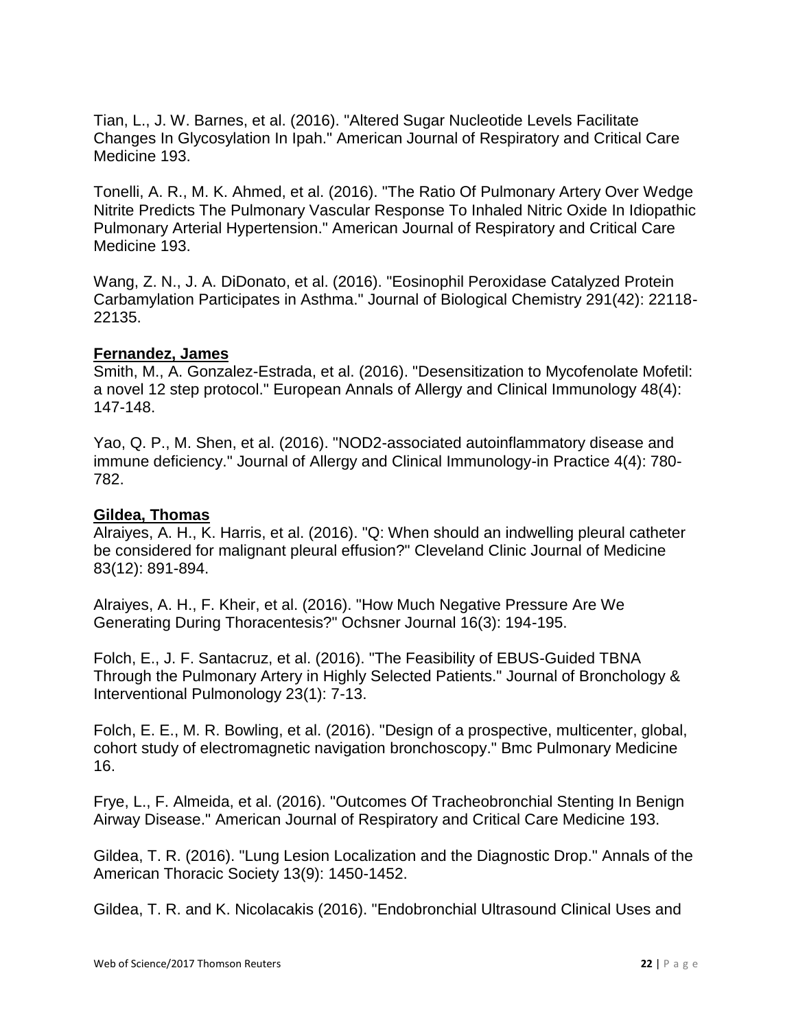Tian, L., J. W. Barnes, et al. (2016). "Altered Sugar Nucleotide Levels Facilitate Changes In Glycosylation In Ipah." American Journal of Respiratory and Critical Care Medicine 193.

Tonelli, A. R., M. K. Ahmed, et al. (2016). "The Ratio Of Pulmonary Artery Over Wedge Nitrite Predicts The Pulmonary Vascular Response To Inhaled Nitric Oxide In Idiopathic Pulmonary Arterial Hypertension." American Journal of Respiratory and Critical Care Medicine 193.

Wang, Z. N., J. A. DiDonato, et al. (2016). "Eosinophil Peroxidase Catalyzed Protein Carbamylation Participates in Asthma." Journal of Biological Chemistry 291(42): 22118-22135.

**Fernandez, James**

Smith, M., A. Gonzalez-Estrada, et al. (2016). "Desensitization to Mycofenolate Mofetil: a novel 12 step protocol." European Annals of Allergy and Clinical Immunology 48(4): 147-148.

Yao, Q. P., M. Shen, et al. (2016). "NOD2-associated autoinflammatory disease and immune deficiency." Journal of Allergy and Clinical Immunology-in Practice 4(4): 780-782.

**Gildea, Thomas**

Alraiyes, A. H., K. Harris, et al. (2016). "Q: When should an indwelling pleural catheter be considered for malignant pleural effusion?" Cleveland Clinic Journal of Medicine 83(12): 891-894.

Alraiyes, A. H., F. Kheir, et al. (2016). "How Much Negative Pressure Are We Generating During Thoracentesis?" Ochsner Journal 16(3): 194-195.

Folch, E., J. F. Santacruz, et al. (2016). "The Feasibility of EBUS-Guided TBNA Through the Pulmonary Artery in Highly Selected Patients." Journal of Bronchology & Interventional Pulmonology 23(1): 7-13.

Folch, E. E., M. R. Bowling, et al. (2016). "Design of a prospective, multicenter, global, cohort study of electromagnetic navigation bronchoscopy." Bmc Pulmonary Medicine 16.

Frye, L., F. Almeida, et al. (2016). "Outcomes Of Tracheobronchial Stenting In Benign Airway Disease." American Journal of Respiratory and Critical Care Medicine 193.

Gildea, T. R. (2016). "Lung Lesion Localization and the Diagnostic Drop." Annals of the American Thoracic Society 13(9): 1450-1452.

Gildea, T. R. and K. Nicolacakis (2016). "Endobronchial Ultrasound Clinical Uses and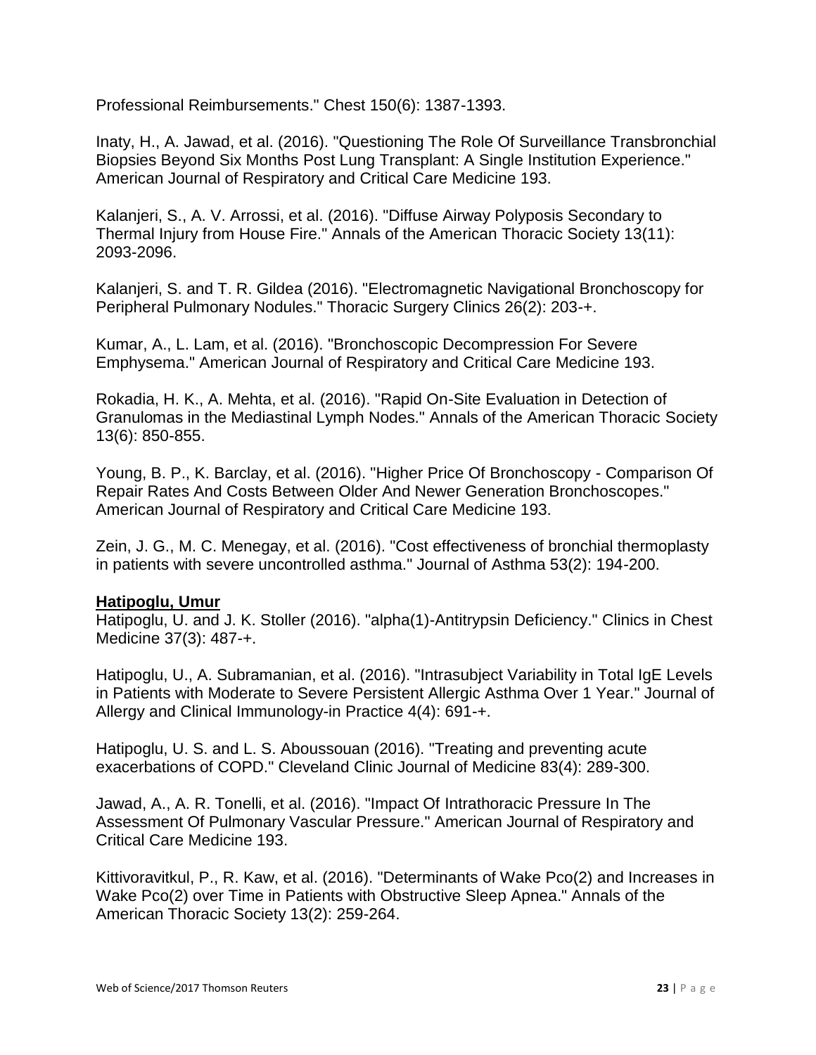Professional Reimbursements." Chest 150(6): 1387-1393.

Inaty, H., A. Jawad, et al. (2016). "Questioning The Role Of Surveillance Transbronchial Biopsies Beyond Six Months Post Lung Transplant: A Single Institution Experience." American Journal of Respiratory and Critical Care Medicine 193.

Kalanjeri, S., A. V. Arrossi, et al. (2016). "Diffuse Airway Polyposis Secondary to Thermal Injury from House Fire." Annals of the American Thoracic Society 13(11): 2093-2096.

Kalanjeri, S. and T. R. Gildea (2016). "Electromagnetic Navigational Bronchoscopy for Peripheral Pulmonary Nodules." Thoracic Surgery Clinics 26(2): 203-+.

Kumar, A., L. Lam, et al. (2016). "Bronchoscopic Decompression For Severe Emphysema." American Journal of Respiratory and Critical Care Medicine 193.

Rokadia, H. K., A. Mehta, et al. (2016). "Rapid On-Site Evaluation in Detection of Granulomas in the Mediastinal Lymph Nodes." Annals of the American Thoracic Society 13(6): 850-855.

Young, B. P., K. Barclay, et al. (2016). "Higher Price Of Bronchoscopy - Comparison Of Repair Rates And Costs Between Older And Newer Generation Bronchoscopes." American Journal of Respiratory and Critical Care Medicine 193.

Zein, J. G., M. C. Menegay, et al. (2016). "Cost effectiveness of bronchial thermoplasty in patients with severe uncontrolled asthma." Journal of Asthma 53(2): 194-200.

**Hatipoglu, Umur**

Hatipoglu, U. and J. K. Stoller (2016). "alpha(1)-Antitrypsin Deficiency." Clinics in Chest Medicine 37(3): 487-+.

Hatipoglu, U., A. Subramanian, et al. (2016). "Intrasubject Variability in Total IgE Levels in Patients with Moderate to Severe Persistent Allergic Asthma Over 1 Year." Journal of Allergy and Clinical Immunology-in Practice 4(4): 691-+.

Hatipoglu, U. S. and L. S. Aboussouan (2016). "Treating and preventing acute exacerbations of COPD." Cleveland Clinic Journal of Medicine 83(4): 289-300.

Jawad, A., A. R. Tonelli, et al. (2016). "Impact Of Intrathoracic Pressure In The Assessment Of Pulmonary Vascular Pressure." American Journal of Respiratory and Critical Care Medicine 193.

Kittivoravitkul, P., R. Kaw, et al. (2016). "Determinants of Wake Pco(2) and Increases in Wake Pco(2) over Time in Patients with Obstructive Sleep Apnea." Annals of the American Thoracic Society 13(2): 259-264.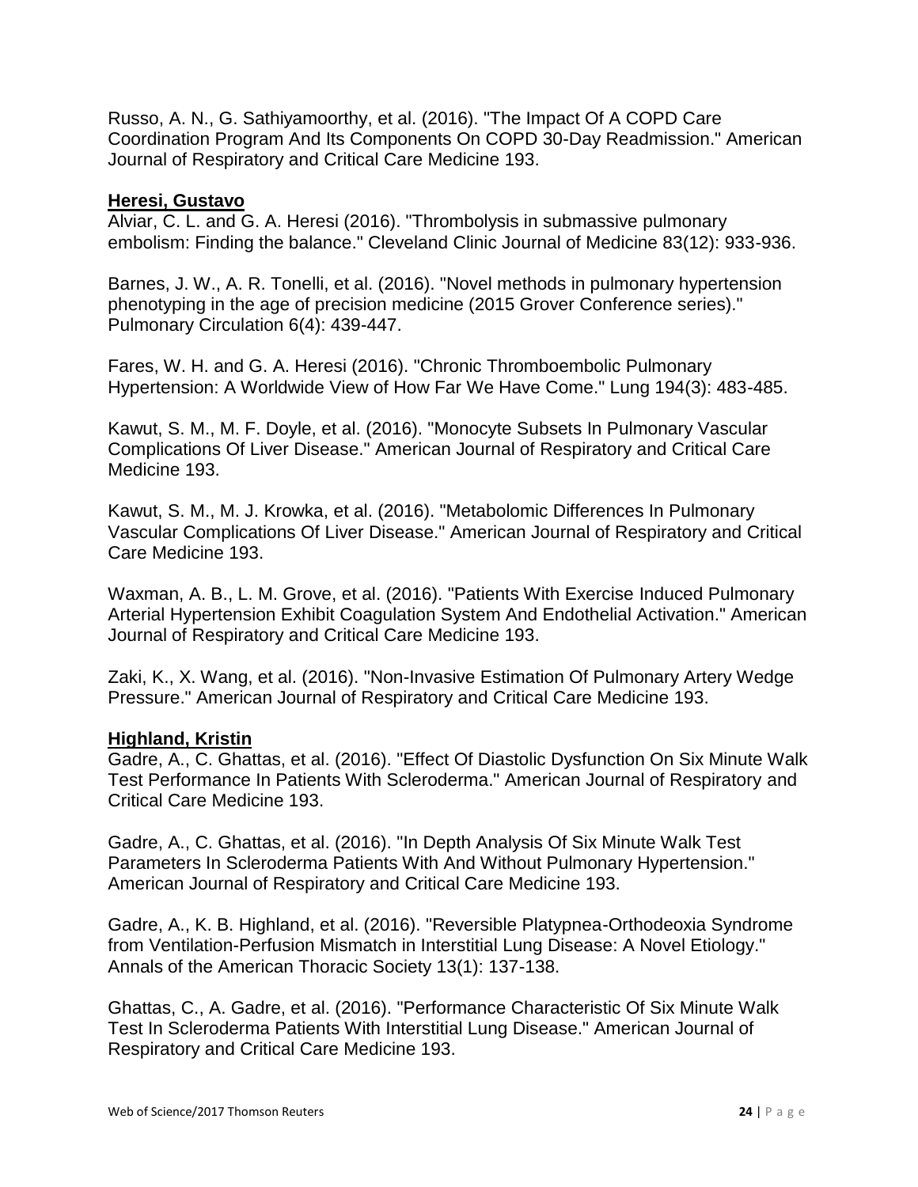Russo, A. N., G. Sathiyamoorthy, et al. (2016). "The Impact Of A COPD Care Coordination Program And Its Components On COPD 30-Day Readmission." American Journal of Respiratory and Critical Care Medicine 193.

**Heresi, Gustavo**

Alviar, C. L. and G. A. Heresi (2016). "Thrombolysis in submassive pulmonary embolism: Finding the balance." Cleveland Clinic Journal of Medicine 83(12): 933-936.

Barnes, J. W., A. R. Tonelli, et al. (2016). "Novel methods in pulmonary hypertension phenotyping in the age of precision medicine (2015 Grover Conference series)." Pulmonary Circulation 6(4): 439-447.

Fares, W. H. and G. A. Heresi (2016). "Chronic Thromboembolic Pulmonary Hypertension: A Worldwide View of How Far We Have Come." Lung 194(3): 483-485.

Kawut, S. M., M. F. Doyle, et al. (2016). "Monocyte Subsets In Pulmonary Vascular Complications Of Liver Disease." American Journal of Respiratory and Critical Care Medicine 193.

Kawut, S. M., M. J. Krowka, et al. (2016). "Metabolomic Differences In Pulmonary Vascular Complications Of Liver Disease." American Journal of Respiratory and Critical Care Medicine 193.

Waxman, A. B., L. M. Grove, et al. (2016). "Patients With Exercise Induced Pulmonary Arterial Hypertension Exhibit Coagulation System And Endothelial Activation." American Journal of Respiratory and Critical Care Medicine 193.

Zaki, K., X. Wang, et al. (2016). "Non-Invasive Estimation Of Pulmonary Artery Wedge Pressure." American Journal of Respiratory and Critical Care Medicine 193.

**Highland, Kristin**

Gadre, A., C. Ghattas, et al. (2016). "Effect Of Diastolic Dysfunction On Six Minute Walk Test Performance In Patients With Scleroderma." American Journal of Respiratory and Critical Care Medicine 193.

Gadre, A., C. Ghattas, et al. (2016). "In Depth Analysis Of Six Minute Walk Test Parameters In Scleroderma Patients With And Without Pulmonary Hypertension." American Journal of Respiratory and Critical Care Medicine 193.

Gadre, A., K. B. Highland, et al. (2016). "Reversible Platypnea-Orthodeoxia Syndrome from Ventilation-Perfusion Mismatch in Interstitial Lung Disease: A Novel Etiology." Annals of the American Thoracic Society 13(1): 137-138.

Ghattas, C., A. Gadre, et al. (2016). "Performance Characteristic Of Six Minute Walk Test In Scleroderma Patients With Interstitial Lung Disease." American Journal of Respiratory and Critical Care Medicine 193.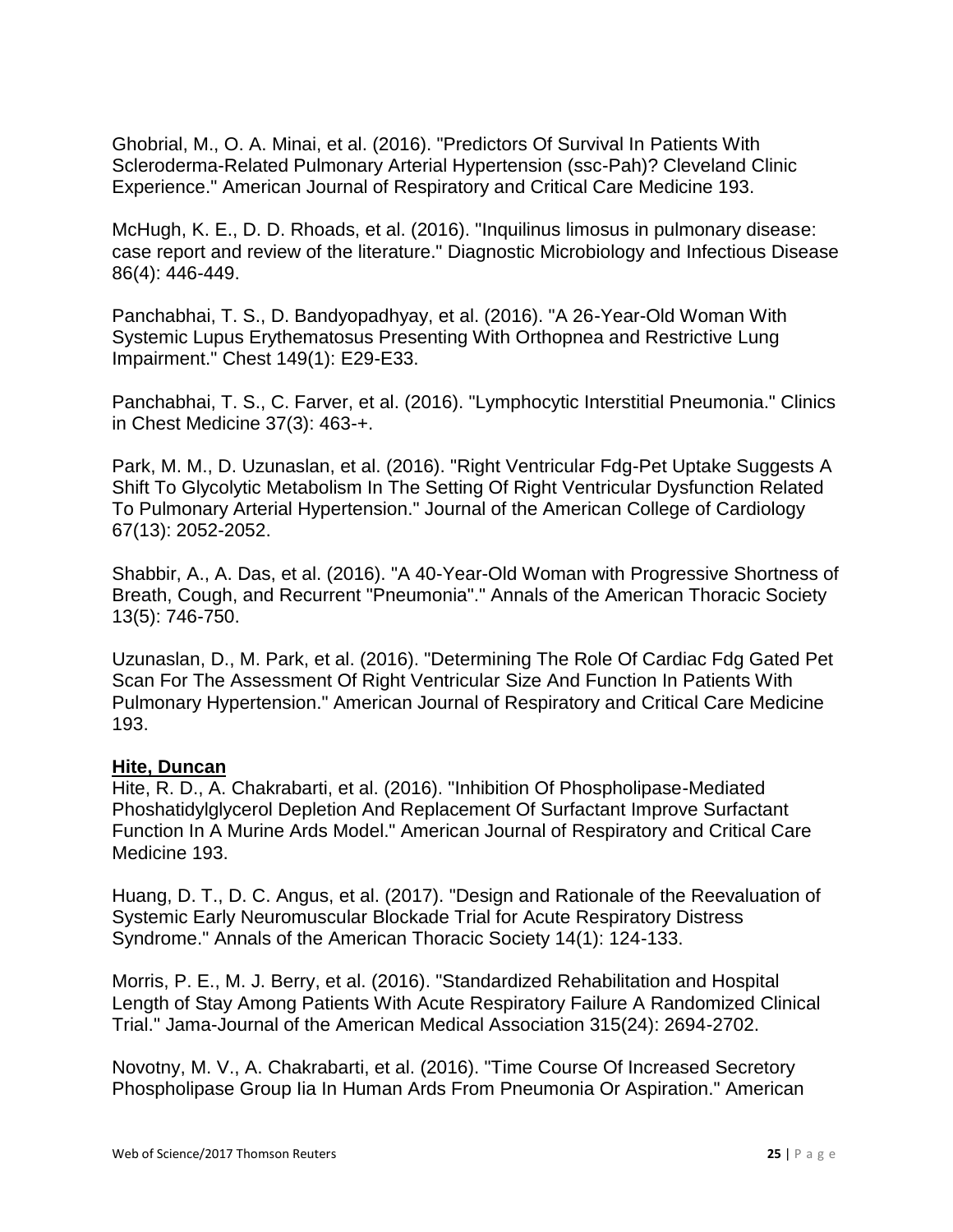Ghobrial, M., O. A. Minai, et al. (2016). "Predictors Of Survival In Patients With Scleroderma-Related Pulmonary Arterial Hypertension (ssc-Pah)? Cleveland Clinic Experience." American Journal of Respiratory and Critical Care Medicine 193.

McHugh, K. E., D. D. Rhoads, et al. (2016). "Inquilinus limosus in pulmonary disease: case report and review of the literature." Diagnostic Microbiology and Infectious Disease 86(4): 446-449.

Panchabhai, T. S., D. Bandyopadhyay, et al. (2016). "A 26-Year-Old Woman With Systemic Lupus Erythematosus Presenting With Orthopnea and Restrictive Lung Impairment." Chest 149(1): E29-E33.

Panchabhai, T. S., C. Farver, et al. (2016). "Lymphocytic Interstitial Pneumonia." Clinics in Chest Medicine 37(3): 463-+.

Park, M. M., D. Uzunaslan, et al. (2016). "Right Ventricular Fdg-Pet Uptake Suggests A Shift To Glycolytic Metabolism In The Setting Of Right Ventricular Dysfunction Related To Pulmonary Arterial Hypertension." Journal of the American College of Cardiology 67(13): 2052-2052.

Shabbir, A., A. Das, et al. (2016). "A 40-Year-Old Woman with Progressive Shortness of Breath, Cough, and Recurrent "Pneumonia"." Annals of the American Thoracic Society 13(5): 746-750.

Uzunaslan, D., M. Park, et al. (2016). "Determining The Role Of Cardiac Fdg Gated Pet Scan For The Assessment Of Right Ventricular Size And Function In Patients With Pulmonary Hypertension." American Journal of Respiratory and Critical Care Medicine 193.

**Hite, Duncan**

Hite, R. D., A. Chakrabarti, et al. (2016). "Inhibition Of Phospholipase-Mediated Phoshatidylglycerol Depletion And Replacement Of Surfactant Improve Surfactant Function In A Murine Ards Model." American Journal of Respiratory and Critical Care Medicine 193.

Huang, D. T., D. C. Angus, et al. (2017). "Design and Rationale of the Reevaluation of Systemic Early Neuromuscular Blockade Trial for Acute Respiratory Distress Syndrome." Annals of the American Thoracic Society 14(1): 124-133.

Morris, P. E., M. J. Berry, et al. (2016). "Standardized Rehabilitation and Hospital Length of Stay Among Patients With Acute Respiratory Failure A Randomized Clinical Trial." Jama-Journal of the American Medical Association 315(24): 2694-2702.

Novotny, M. V., A. Chakrabarti, et al. (2016). "Time Course Of Increased Secretory Phospholipase Group Iia In Human Ards From Pneumonia Or Aspiration." American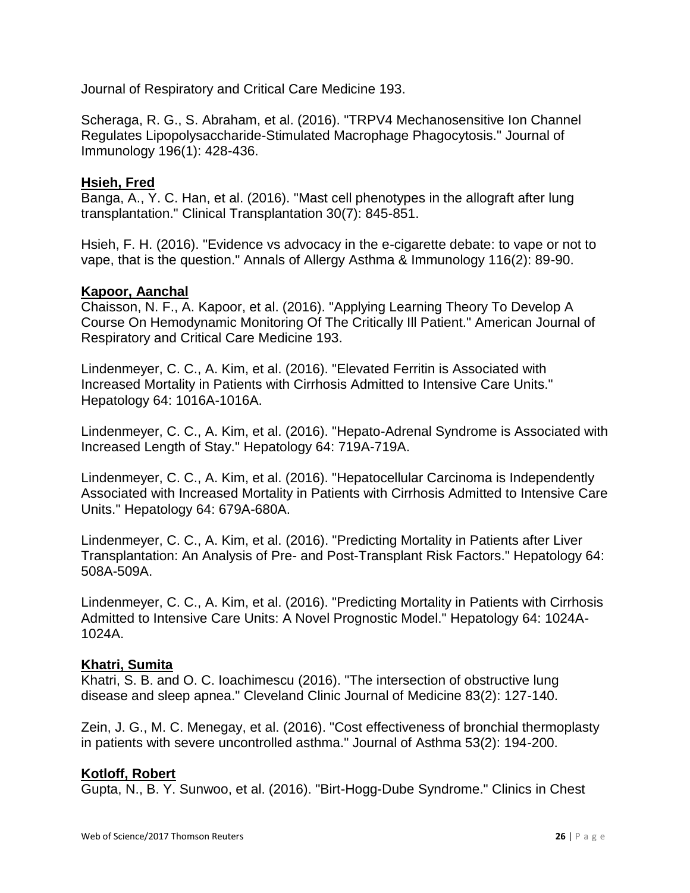Journal of Respiratory and Critical Care Medicine 193.

Scheraga, R. G., S. Abraham, et al. (2016). "TRPV4 Mechanosensitive Ion Channel Regulates Lipopolysaccharide-Stimulated Macrophage Phagocytosis." Journal of Immunology 196(1): 428-436.

**Hsieh, Fred**

Banga, A., Y. C. Han, et al. (2016). "Mast cell phenotypes in the allograft after lung transplantation." Clinical Transplantation 30(7): 845-851.

Hsieh, F. H. (2016). "Evidence vs advocacy in the e-cigarette debate: to vape or not to vape, that is the question." Annals of Allergy Asthma & Immunology 116(2): 89-90.

**Kapoor, Aanchal**

Chaisson, N. F., A. Kapoor, et al. (2016). "Applying Learning Theory To Develop A Course On Hemodynamic Monitoring Of The Critically Ill Patient." American Journal of Respiratory and Critical Care Medicine 193.

Lindenmeyer, C. C., A. Kim, et al. (2016). "Elevated Ferritin is Associated with Increased Mortality in Patients with Cirrhosis Admitted to Intensive Care Units." Hepatology 64: 1016A-1016A.

Lindenmeyer, C. C., A. Kim, et al. (2016). "Hepato-Adrenal Syndrome is Associated with Increased Length of Stay." Hepatology 64: 719A-719A.

Lindenmeyer, C. C., A. Kim, et al. (2016). "Hepatocellular Carcinoma is Independently Associated with Increased Mortality in Patients with Cirrhosis Admitted to Intensive Care Units." Hepatology 64: 679A-680A.

Lindenmeyer, C. C., A. Kim, et al. (2016). "Predicting Mortality in Patients after Liver Transplantation: An Analysis of Pre- and Post-Transplant Risk Factors." Hepatology 64: 508A-509A.

Lindenmeyer, C. C., A. Kim, et al. (2016). "Predicting Mortality in Patients with Cirrhosis Admitted to Intensive Care Units: A Novel Prognostic Model." Hepatology 64: 1024A-1024A.

**Khatri, Sumita**

Khatri, S. B. and O. C. Ioachimescu (2016). "The intersection of obstructive lung disease and sleep apnea." Cleveland Clinic Journal of Medicine 83(2): 127-140.

Zein, J. G., M. C. Menegay, et al. (2016). "Cost effectiveness of bronchial thermoplasty in patients with severe uncontrolled asthma." Journal of Asthma 53(2): 194-200.

**Kotloff, Robert**

Gupta, N., B. Y. Sunwoo, et al. (2016). "Birt-Hogg-Dube Syndrome." Clinics in Chest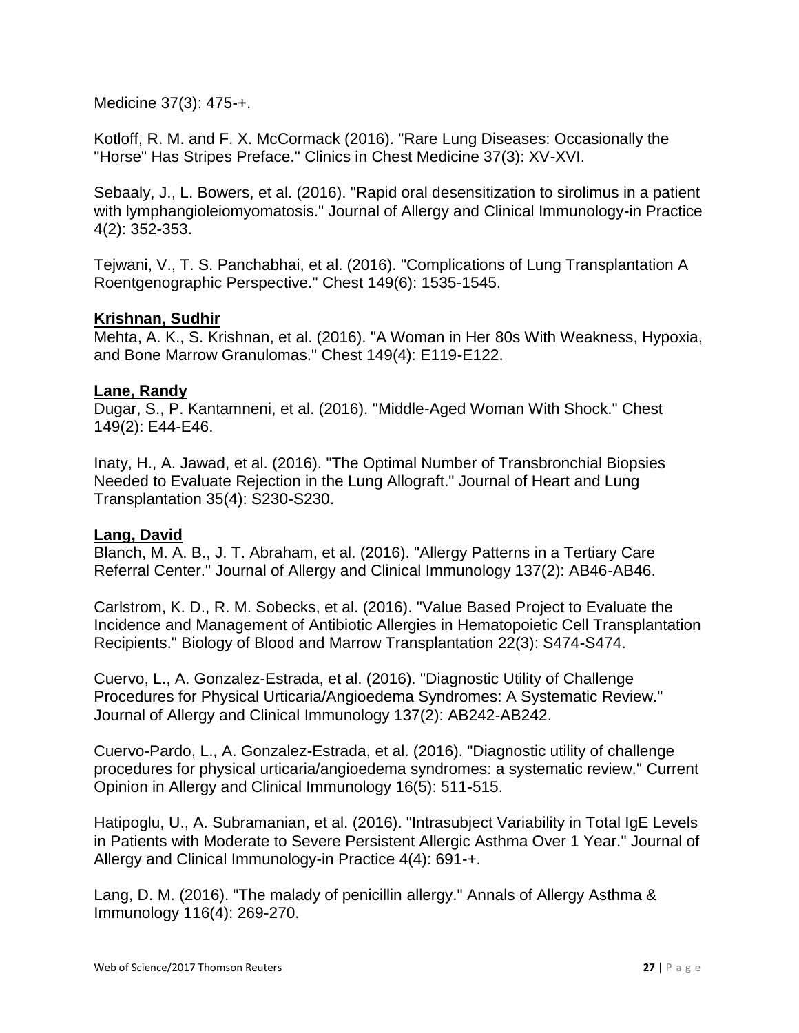Medicine 37(3): 475-+.

Kotloff, R. M. and F. X. McCormack (2016). "Rare Lung Diseases: Occasionally the "Horse" Has Stripes Preface." Clinics in Chest Medicine 37(3): XV-XVI.

Sebaaly, J., L. Bowers, et al. (2016). "Rapid oral desensitization to sirolimus in a patient with lymphangioleiomyomatosis." Journal of Allergy and Clinical Immunology-in Practice 4(2): 352-353.

Tejwani, V., T. S. Panchabhai, et al. (2016). "Complications of Lung Transplantation A Roentgenographic Perspective." Chest 149(6): 1535-1545.

**Krishnan, Sudhir**

Mehta, A. K., S. Krishnan, et al. (2016). "A Woman in Her 80s With Weakness, Hypoxia, and Bone Marrow Granulomas." Chest 149(4): E119-E122.

**Lane, Randy**

Dugar, S., P. Kantamneni, et al. (2016). "Middle-Aged Woman With Shock." Chest 149(2): E44-E46.

Inaty, H., A. Jawad, et al. (2016). "The Optimal Number of Transbronchial Biopsies Needed to Evaluate Rejection in the Lung Allograft." Journal of Heart and Lung Transplantation 35(4): S230-S230.

**Lang, David**

Blanch, M. A. B., J. T. Abraham, et al. (2016). "Allergy Patterns in a Tertiary Care Referral Center." Journal of Allergy and Clinical Immunology 137(2): AB46-AB46.

Carlstrom, K. D., R. M. Sobecks, et al. (2016). "Value Based Project to Evaluate the Incidence and Management of Antibiotic Allergies in Hematopoietic Cell Transplantation Recipients." Biology of Blood and Marrow Transplantation 22(3): S474-S474.

Cuervo, L., A. Gonzalez-Estrada, et al. (2016). "Diagnostic Utility of Challenge Procedures for Physical Urticaria/Angioedema Syndromes: A Systematic Review." Journal of Allergy and Clinical Immunology 137(2): AB242-AB242.

Cuervo-Pardo, L., A. Gonzalez-Estrada, et al. (2016). "Diagnostic utility of challenge procedures for physical urticaria/angioedema syndromes: a systematic review." Current Opinion in Allergy and Clinical Immunology 16(5): 511-515.

Hatipoglu, U., A. Subramanian, et al. (2016). "Intrasubject Variability in Total IgE Levels in Patients with Moderate to Severe Persistent Allergic Asthma Over 1 Year." Journal of Allergy and Clinical Immunology-in Practice 4(4): 691-+.

Lang, D. M. (2016). "The malady of penicillin allergy." Annals of Allergy Asthma & Immunology 116(4): 269-270.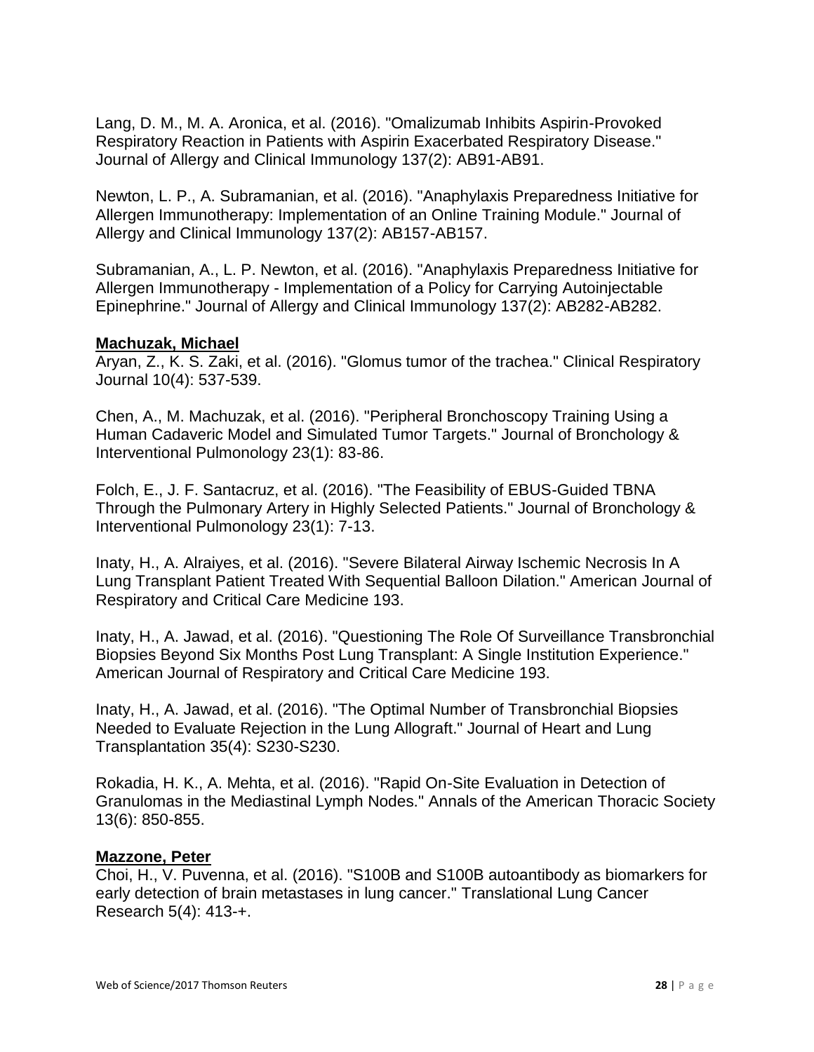Lang, D. M., M. A. Aronica, et al. (2016). "Omalizumab Inhibits Aspirin-Provoked Respiratory Reaction in Patients with Aspirin Exacerbated Respiratory Disease." Journal of Allergy and Clinical Immunology 137(2): AB91-AB91.

Newton, L. P., A. Subramanian, et al. (2016). "Anaphylaxis Preparedness Initiative for Allergen Immunotherapy: Implementation of an Online Training Module." Journal of Allergy and Clinical Immunology 137(2): AB157-AB157.

Subramanian, A., L. P. Newton, et al. (2016). "Anaphylaxis Preparedness Initiative for Allergen Immunotherapy - Implementation of a Policy for Carrying Autoinjectable Epinephrine." Journal of Allergy and Clinical Immunology 137(2): AB282-AB282.

**Machuzak, Michael**

Aryan, Z., K. S. Zaki, et al. (2016). "Glomus tumor of the trachea." Clinical Respiratory Journal 10(4): 537-539.

Chen, A., M. Machuzak, et al. (2016). "Peripheral Bronchoscopy Training Using a Human Cadaveric Model and Simulated Tumor Targets." Journal of Bronchology & Interventional Pulmonology 23(1): 83-86.

Folch, E., J. F. Santacruz, et al. (2016). "The Feasibility of EBUS-Guided TBNA Through the Pulmonary Artery in Highly Selected Patients." Journal of Bronchology & Interventional Pulmonology 23(1): 7-13.

Inaty, H., A. Alraiyes, et al. (2016). "Severe Bilateral Airway Ischemic Necrosis In A Lung Transplant Patient Treated With Sequential Balloon Dilation." American Journal of Respiratory and Critical Care Medicine 193.

Inaty, H., A. Jawad, et al. (2016). "Questioning The Role Of Surveillance Transbronchial Biopsies Beyond Six Months Post Lung Transplant: A Single Institution Experience." American Journal of Respiratory and Critical Care Medicine 193.

Inaty, H., A. Jawad, et al. (2016). "The Optimal Number of Transbronchial Biopsies Needed to Evaluate Rejection in the Lung Allograft." Journal of Heart and Lung Transplantation 35(4): S230-S230.

Rokadia, H. K., A. Mehta, et al. (2016). "Rapid On-Site Evaluation in Detection of Granulomas in the Mediastinal Lymph Nodes." Annals of the American Thoracic Society 13(6): 850-855.

**Mazzone, Peter**

Choi, H., V. Puvenna, et al. (2016). "S100B and S100B autoantibody as biomarkers for early detection of brain metastases in lung cancer." Translational Lung Cancer Research 5(4): 413-+.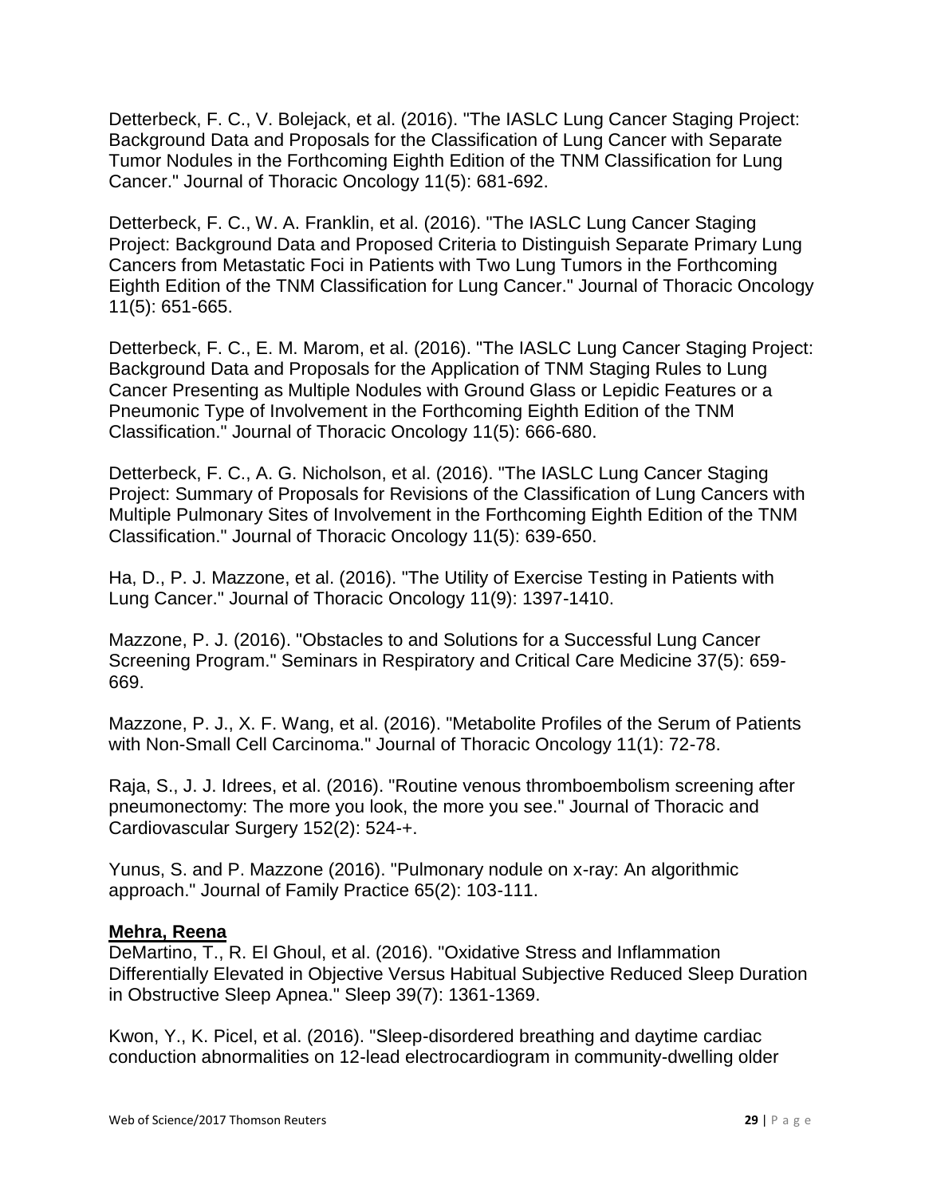Detterbeck, F. C., V. Bolejack, et al. (2016). "The IASLC Lung Cancer Staging Project: Background Data and Proposals for the Classification of Lung Cancer with Separate Tumor Nodules in the Forthcoming Eighth Edition of the TNM Classification for Lung Cancer." Journal of Thoracic Oncology 11(5): 681-692.

Detterbeck, F. C., W. A. Franklin, et al. (2016). "The IASLC Lung Cancer Staging Project: Background Data and Proposed Criteria to Distinguish Separate Primary Lung Cancers from Metastatic Foci in Patients with Two Lung Tumors in the Forthcoming Eighth Edition of the TNM Classification for Lung Cancer." Journal of Thoracic Oncology 11(5): 651-665.

Detterbeck, F. C., E. M. Marom, et al. (2016). "The IASLC Lung Cancer Staging Project: Background Data and Proposals for the Application of TNM Staging Rules to Lung Cancer Presenting as Multiple Nodules with Ground Glass or Lepidic Features or a Pneumonic Type of Involvement in the Forthcoming Eighth Edition of the TNM Classification." Journal of Thoracic Oncology 11(5): 666-680.

Detterbeck, F. C., A. G. Nicholson, et al. (2016). "The IASLC Lung Cancer Staging Project: Summary of Proposals for Revisions of the Classification of Lung Cancers with Multiple Pulmonary Sites of Involvement in the Forthcoming Eighth Edition of the TNM Classification." Journal of Thoracic Oncology 11(5): 639-650.

Ha, D., P. J. Mazzone, et al. (2016). "The Utility of Exercise Testing in Patients with Lung Cancer." Journal of Thoracic Oncology 11(9): 1397-1410.

Mazzone, P. J. (2016). "Obstacles to and Solutions for a Successful Lung Cancer Screening Program." Seminars in Respiratory and Critical Care Medicine 37(5): 659-669.

Mazzone, P. J., X. F. Wang, et al. (2016). "Metabolite Profiles of the Serum of Patients with Non-Small Cell Carcinoma." Journal of Thoracic Oncology 11(1): 72-78.

Raja, S., J. J. Idrees, et al. (2016). "Routine venous thromboembolism screening after pneumonectomy: The more you look, the more you see." Journal of Thoracic and Cardiovascular Surgery 152(2): 524-+.

Yunus, S. and P. Mazzone (2016). "Pulmonary nodule on x-ray: An algorithmic approach." Journal of Family Practice 65(2): 103-111.

**Mehra, Reena**

DeMartino, T., R. El Ghoul, et al. (2016). "Oxidative Stress and Inflammation Differentially Elevated in Objective Versus Habitual Subjective Reduced Sleep Duration in Obstructive Sleep Apnea." Sleep 39(7): 1361-1369.

Kwon, Y., K. Picel, et al. (2016). "Sleep-disordered breathing and daytime cardiac conduction abnormalities on 12-lead electrocardiogram in community-dwelling older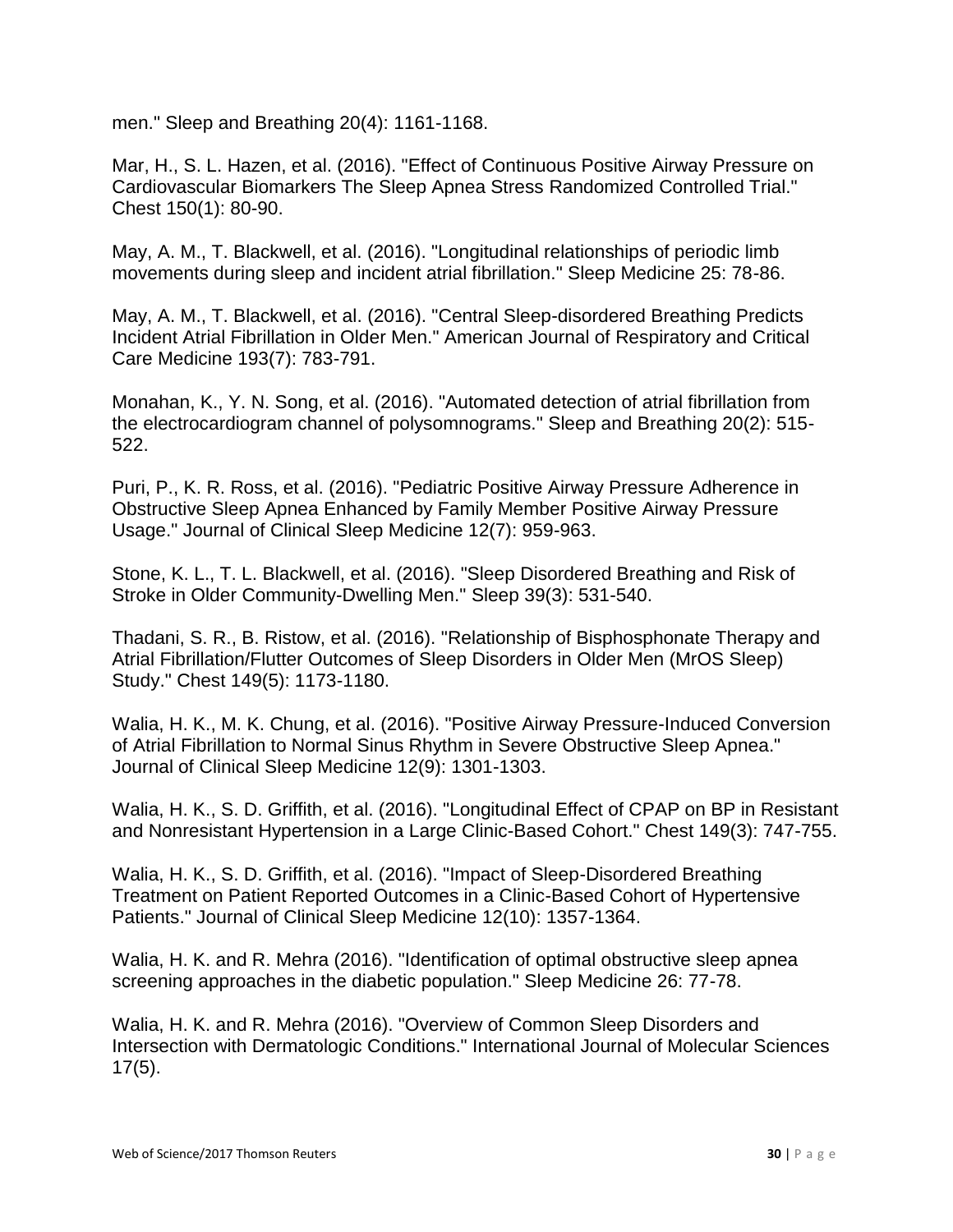men." Sleep and Breathing 20(4): 1161-1168.

Mar, H., S. L. Hazen, et al. (2016). "Effect of Continuous Positive Airway Pressure on Cardiovascular Biomarkers The Sleep Apnea Stress Randomized Controlled Trial." Chest 150(1): 80-90.

May, A. M., T. Blackwell, et al. (2016). "Longitudinal relationships of periodic limb movements during sleep and incident atrial fibrillation." Sleep Medicine 25: 78-86.

May, A. M., T. Blackwell, et al. (2016). "Central Sleep-disordered Breathing Predicts Incident Atrial Fibrillation in Older Men." American Journal of Respiratory and Critical Care Medicine 193(7): 783-791.

Monahan, K., Y. N. Song, et al. (2016). "Automated detection of atrial fibrillation from the electrocardiogram channel of polysomnograms." Sleep and Breathing 20(2): 515-522.

Puri, P., K. R. Ross, et al. (2016). "Pediatric Positive Airway Pressure Adherence in Obstructive Sleep Apnea Enhanced by Family Member Positive Airway Pressure Usage." Journal of Clinical Sleep Medicine 12(7): 959-963.

Stone, K. L., T. L. Blackwell, et al. (2016). "Sleep Disordered Breathing and Risk of Stroke in Older Community-Dwelling Men." Sleep 39(3): 531-540.

Thadani, S. R., B. Ristow, et al. (2016). "Relationship of Bisphosphonate Therapy and Atrial Fibrillation/Flutter Outcomes of Sleep Disorders in Older Men (MrOS Sleep) Study." Chest 149(5): 1173-1180.

Walia, H. K., M. K. Chung, et al. (2016). "Positive Airway Pressure-Induced Conversion of Atrial Fibrillation to Normal Sinus Rhythm in Severe Obstructive Sleep Apnea." Journal of Clinical Sleep Medicine 12(9): 1301-1303.

Walia, H. K., S. D. Griffith, et al. (2016). "Longitudinal Effect of CPAP on BP in Resistant and Nonresistant Hypertension in a Large Clinic-Based Cohort." Chest 149(3): 747-755.

Walia, H. K., S. D. Griffith, et al. (2016). "Impact of Sleep-Disordered Breathing Treatment on Patient Reported Outcomes in a Clinic-Based Cohort of Hypertensive Patients." Journal of Clinical Sleep Medicine 12(10): 1357-1364.

Walia, H. K. and R. Mehra (2016). "Identification of optimal obstructive sleep apnea screening approaches in the diabetic population." Sleep Medicine 26: 77-78.

Walia, H. K. and R. Mehra (2016). "Overview of Common Sleep Disorders and Intersection with Dermatologic Conditions." International Journal of Molecular Sciences 17(5).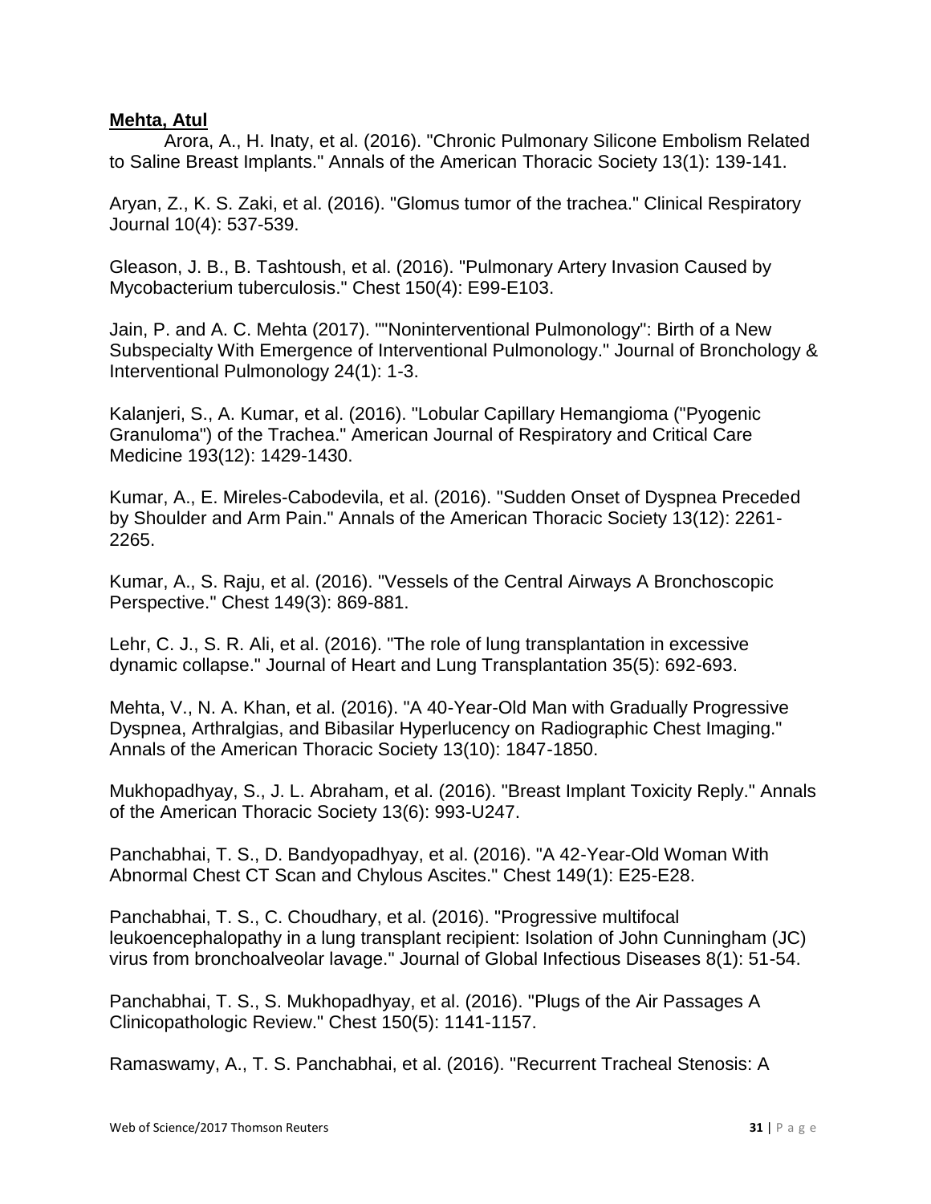**Mehta, Atul**

Arora, A., H. Inaty, et al. (2016). "Chronic Pulmonary Silicone Embolism Related to Saline Breast Implants." Annals of the American Thoracic Society 13(1): 139-141.

Aryan, Z., K. S. Zaki, et al. (2016). "Glomus tumor of the trachea." Clinical Respiratory Journal 10(4): 537-539.

Gleason, J. B., B. Tashtoush, et al. (2016). "Pulmonary Artery Invasion Caused by Mycobacterium tuberculosis." Chest 150(4): E99-E103.

Jain, P. and A. C. Mehta (2017). ""Noninterventional Pulmonology": Birth of a New Subspecialty With Emergence of Interventional Pulmonology." Journal of Bronchology & Interventional Pulmonology 24(1): 1-3.

Kalanjeri, S., A. Kumar, et al. (2016). "Lobular Capillary Hemangioma ("Pyogenic Granuloma") of the Trachea." American Journal of Respiratory and Critical Care Medicine 193(12): 1429-1430.

Kumar, A., E. Mireles-Cabodevila, et al. (2016). "Sudden Onset of Dyspnea Preceded by Shoulder and Arm Pain." Annals of the American Thoracic Society 13(12): 2261-2265.

Kumar, A., S. Raju, et al. (2016). "Vessels of the Central Airways A Bronchoscopic Perspective." Chest 149(3): 869-881.

Lehr, C. J., S. R. Ali, et al. (2016). "The role of lung transplantation in excessive dynamic collapse." Journal of Heart and Lung Transplantation 35(5): 692-693.

Mehta, V., N. A. Khan, et al. (2016). "A 40-Year-Old Man with Gradually Progressive Dyspnea, Arthralgias, and Bibasilar Hyperlucency on Radiographic Chest Imaging." Annals of the American Thoracic Society 13(10): 1847-1850.

Mukhopadhyay, S., J. L. Abraham, et al. (2016). "Breast Implant Toxicity Reply." Annals of the American Thoracic Society 13(6): 993-U247.

Panchabhai, T. S., D. Bandyopadhyay, et al. (2016). "A 42-Year-Old Woman With Abnormal Chest CT Scan and Chylous Ascites." Chest 149(1): E25-E28.

Panchabhai, T. S., C. Choudhary, et al. (2016). "Progressive multifocal leukoencephalopathy in a lung transplant recipient: Isolation of John Cunningham (JC) virus from bronchoalveolar lavage." Journal of Global Infectious Diseases 8(1): 51-54.

Panchabhai, T. S., S. Mukhopadhyay, et al. (2016). "Plugs of the Air Passages A Clinicopathologic Review." Chest 150(5): 1141-1157.

Ramaswamy, A., T. S. Panchabhai, et al. (2016). "Recurrent Tracheal Stenosis: A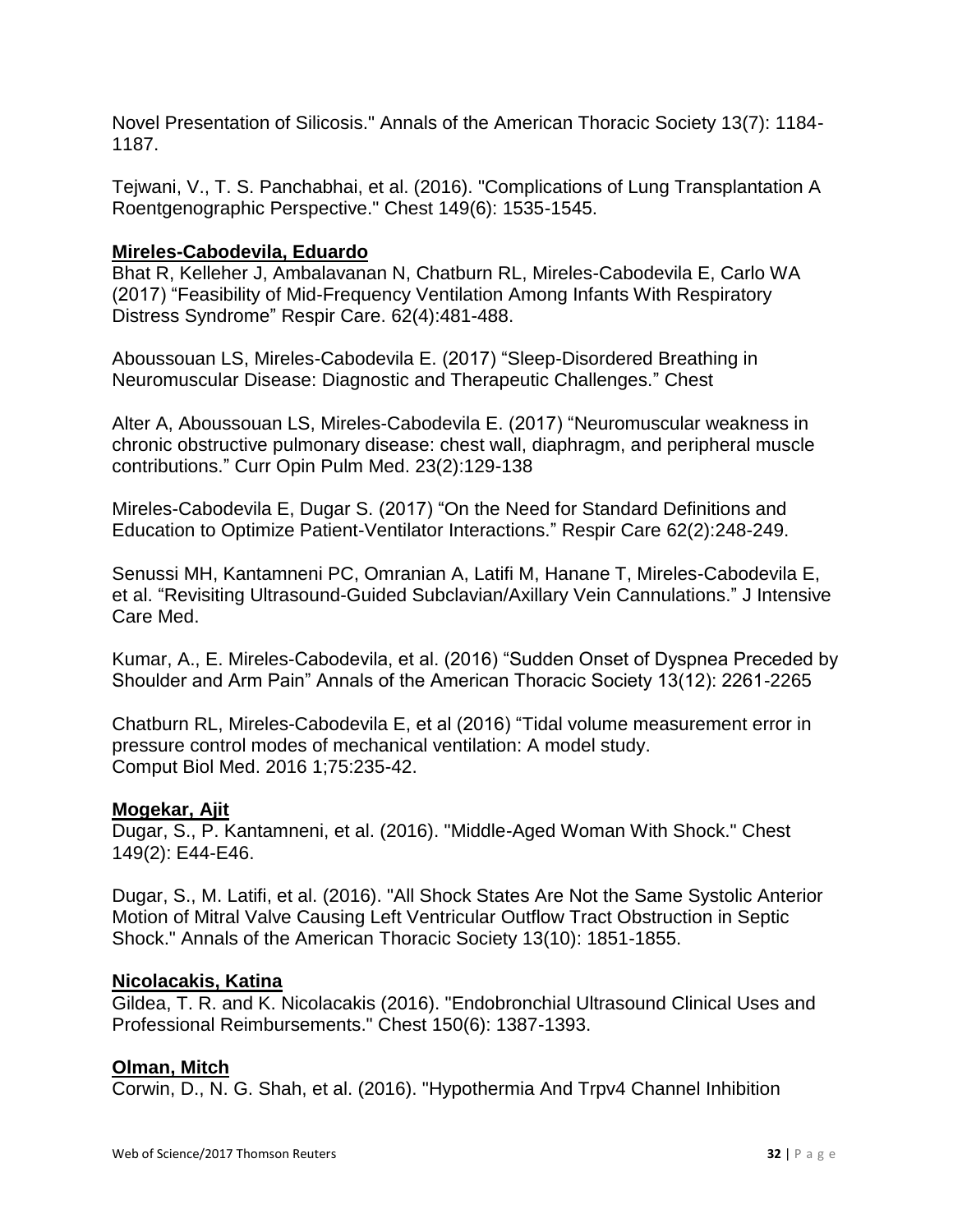Novel Presentation of Silicosis." Annals of the American Thoracic Society 13(7): 1184-1187.

Tejwani, V., T. S. Panchabhai, et al. (2016). "Complications of Lung Transplantation A Roentgenographic Perspective." Chest 149(6): 1535-1545.

**Mireles-Cabodevila, Eduardo**

Bhat R, Kelleher J, Ambalavanan N, Chatburn RL, Mireles-Cabodevila E, Carlo WA (2017) "Feasibility of Mid-Frequency Ventilation Among Infants With Respiratory Distress Syndrome" Respir Care. 62(4):481-488.

Aboussouan LS, Mireles-Cabodevila E. (2017) "Sleep-Disordered Breathing in Neuromuscular Disease: Diagnostic and Therapeutic Challenges." Chest

Alter A, Aboussouan LS, Mireles-Cabodevila E. (2017) "Neuromuscular weakness in chronic obstructive pulmonary disease: chest wall, diaphragm, and peripheral muscle contributions." Curr Opin Pulm Med. 23(2):129-138

Mireles-Cabodevila E, Dugar S. (2017) "On the Need for Standard Definitions and Education to Optimize Patient-Ventilator Interactions." Respir Care 62(2):248-249.

Senussi MH, Kantamneni PC, Omranian A, Latifi M, Hanane T, Mireles-Cabodevila E, et al. "Revisiting Ultrasound-Guided Subclavian/Axillary Vein Cannulations." J Intensive Care Med.

Kumar, A., E. Mireles-Cabodevila, et al. (2016) "Sudden Onset of Dyspnea Preceded by Shoulder and Arm Pain" Annals of the American Thoracic Society 13(12): 2261-2265

Chatburn RL, Mireles-Cabodevila E, et al (2016) "Tidal volume measurement error in pressure control modes of mechanical ventilation: A model study.
Comput Biol Med. 2016 1;75:235-42.

**Mogekar, Ajit**

Dugar, S., P. Kantamneni, et al. (2016). "Middle-Aged Woman With Shock." Chest 149(2): E44-E46.

Dugar, S., M. Latifi, et al. (2016). "All Shock States Are Not the Same Systolic Anterior Motion of Mitral Valve Causing Left Ventricular Outflow Tract Obstruction in Septic Shock." Annals of the American Thoracic Society 13(10): 1851-1855.

**Nicolacakis, Katina**

Gildea, T. R. and K. Nicolacakis (2016). "Endobronchial Ultrasound Clinical Uses and Professional Reimbursements." Chest 150(6): 1387-1393.

**Olman, Mitch**

Corwin, D., N. G. Shah, et al. (2016). "Hypothermia And Trpv4 Channel Inhibition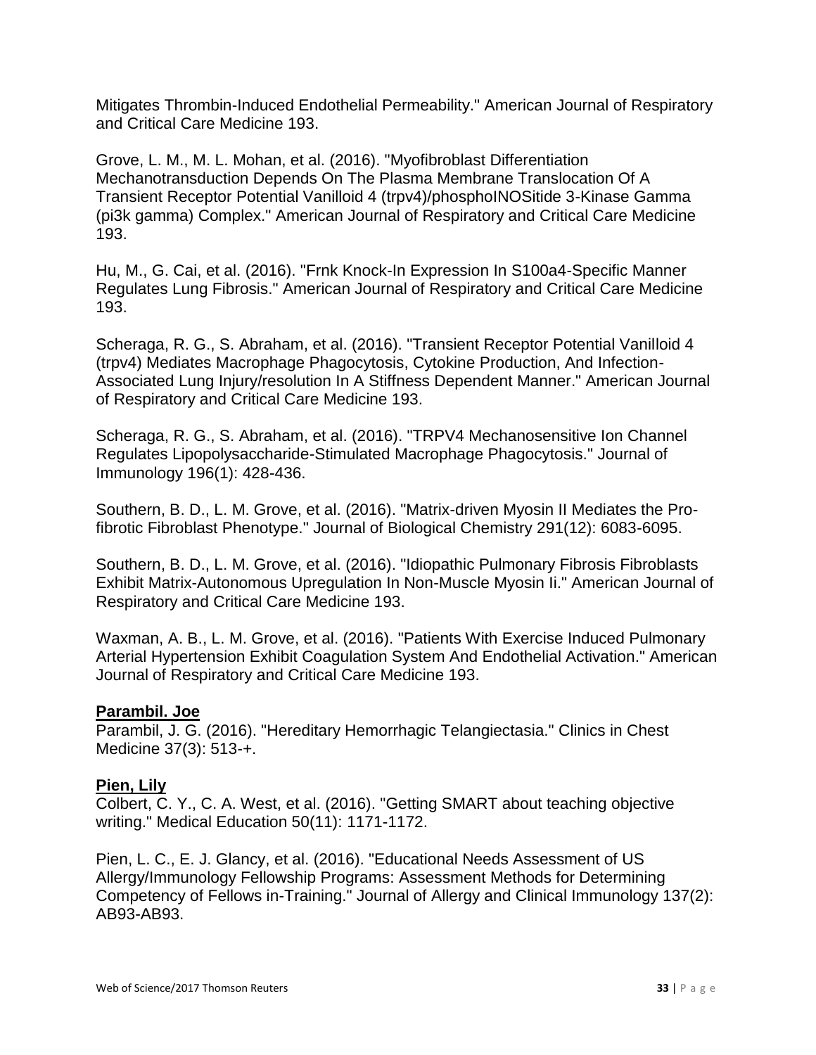Mitigates Thrombin-Induced Endothelial Permeability." American Journal of Respiratory and Critical Care Medicine 193.

Grove, L. M., M. L. Mohan, et al. (2016). "Myofibroblast Differentiation Mechanotransduction Depends On The Plasma Membrane Translocation Of A Transient Receptor Potential Vanilloid 4 (trpv4)/phosphoINOSitide 3-Kinase Gamma (pi3k gamma) Complex." American Journal of Respiratory and Critical Care Medicine 193.

Hu, M., G. Cai, et al. (2016). "Frnk Knock-In Expression In S100a4-Specific Manner Regulates Lung Fibrosis." American Journal of Respiratory and Critical Care Medicine 193.

Scheraga, R. G., S. Abraham, et al. (2016). "Transient Receptor Potential Vanilloid 4 (trpv4) Mediates Macrophage Phagocytosis, Cytokine Production, And Infection-Associated Lung Injury/resolution In A Stiffness Dependent Manner." American Journal of Respiratory and Critical Care Medicine 193.

Scheraga, R. G., S. Abraham, et al. (2016). "TRPV4 Mechanosensitive Ion Channel Regulates Lipopolysaccharide-Stimulated Macrophage Phagocytosis." Journal of Immunology 196(1): 428-436.

Southern, B. D., L. M. Grove, et al. (2016). "Matrix-driven Myosin II Mediates the Pro-fibrotic Fibroblast Phenotype." Journal of Biological Chemistry 291(12): 6083-6095.

Southern, B. D., L. M. Grove, et al. (2016). "Idiopathic Pulmonary Fibrosis Fibroblasts Exhibit Matrix-Autonomous Upregulation In Non-Muscle Myosin Ii." American Journal of Respiratory and Critical Care Medicine 193.

Waxman, A. B., L. M. Grove, et al. (2016). "Patients With Exercise Induced Pulmonary Arterial Hypertension Exhibit Coagulation System And Endothelial Activation." American Journal of Respiratory and Critical Care Medicine 193.

**Parambil. Joe**

Parambil, J. G. (2016). "Hereditary Hemorrhagic Telangiectasia." Clinics in Chest Medicine 37(3): 513-+.

**Pien, Lily**

Colbert, C. Y., C. A. West, et al. (2016). "Getting SMART about teaching objective writing." Medical Education 50(11): 1171-1172.

Pien, L. C., E. J. Glancy, et al. (2016). "Educational Needs Assessment of US Allergy/Immunology Fellowship Programs: Assessment Methods for Determining Competency of Fellows in-Training." Journal of Allergy and Clinical Immunology 137(2): AB93-AB93.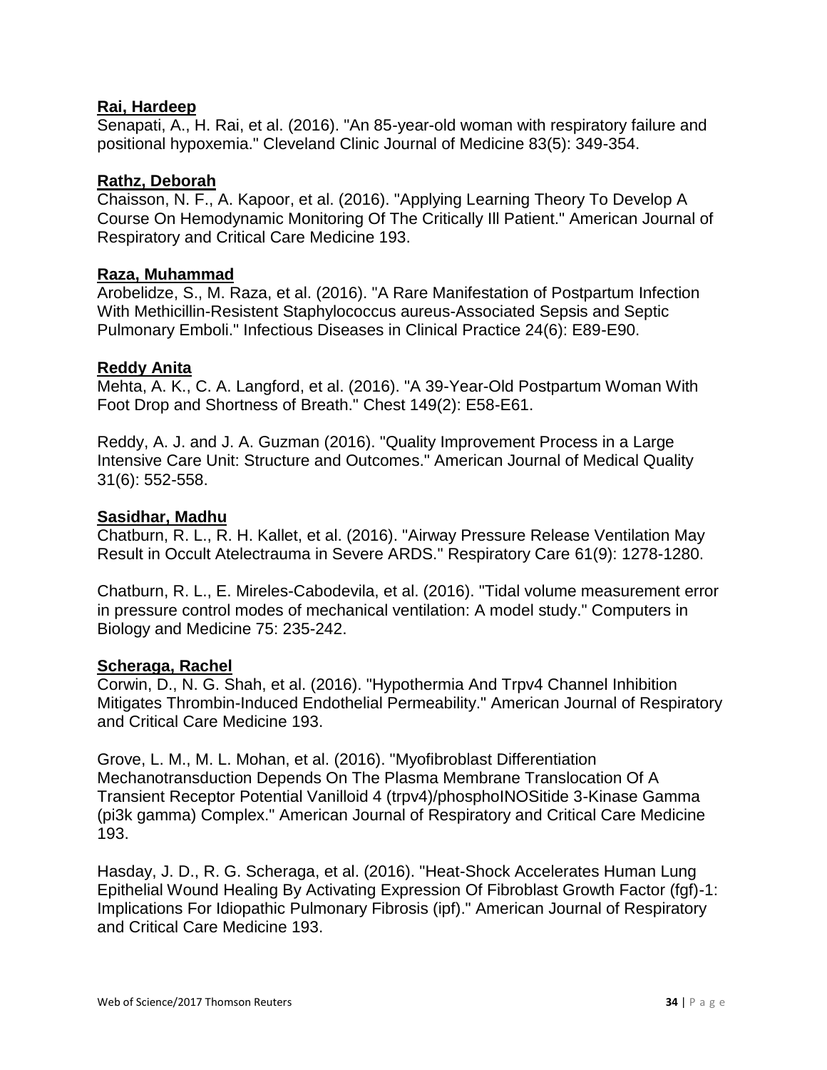**Rai, Hardeep**

Senapati, A., H. Rai, et al. (2016). "An 85-year-old woman with respiratory failure and positional hypoxemia." Cleveland Clinic Journal of Medicine 83(5): 349-354.

**Rathz, Deborah**

Chaisson, N. F., A. Kapoor, et al. (2016). "Applying Learning Theory To Develop A Course On Hemodynamic Monitoring Of The Critically Ill Patient." American Journal of Respiratory and Critical Care Medicine 193.

**Raza, Muhammad**

Arobelidze, S., M. Raza, et al. (2016). "A Rare Manifestation of Postpartum Infection With Methicillin-Resistent Staphylococcus aureus-Associated Sepsis and Septic Pulmonary Emboli." Infectious Diseases in Clinical Practice 24(6): E89-E90.

**Reddy Anita**

Mehta, A. K., C. A. Langford, et al. (2016). "A 39-Year-Old Postpartum Woman With Foot Drop and Shortness of Breath." Chest 149(2): E58-E61.

Reddy, A. J. and J. A. Guzman (2016). "Quality Improvement Process in a Large Intensive Care Unit: Structure and Outcomes." American Journal of Medical Quality 31(6): 552-558.

**Sasidhar, Madhu**

Chatburn, R. L., R. H. Kallet, et al. (2016). "Airway Pressure Release Ventilation May Result in Occult Atelectrauma in Severe ARDS." Respiratory Care 61(9): 1278-1280.

Chatburn, R. L., E. Mireles-Cabodevila, et al. (2016). "Tidal volume measurement error in pressure control modes of mechanical ventilation: A model study." Computers in Biology and Medicine 75: 235-242.

**Scheraga, Rachel**

Corwin, D., N. G. Shah, et al. (2016). "Hypothermia And Trpv4 Channel Inhibition Mitigates Thrombin-Induced Endothelial Permeability." American Journal of Respiratory and Critical Care Medicine 193.

Grove, L. M., M. L. Mohan, et al. (2016). "Myofibroblast Differentiation Mechanotransduction Depends On The Plasma Membrane Translocation Of A Transient Receptor Potential Vanilloid 4 (trpv4)/phosphoINOSitide 3-Kinase Gamma (pi3k gamma) Complex." American Journal of Respiratory and Critical Care Medicine 193.

Hasday, J. D., R. G. Scheraga, et al. (2016). "Heat-Shock Accelerates Human Lung Epithelial Wound Healing By Activating Expression Of Fibroblast Growth Factor (fgf)-1: Implications For Idiopathic Pulmonary Fibrosis (ipf)." American Journal of Respiratory and Critical Care Medicine 193.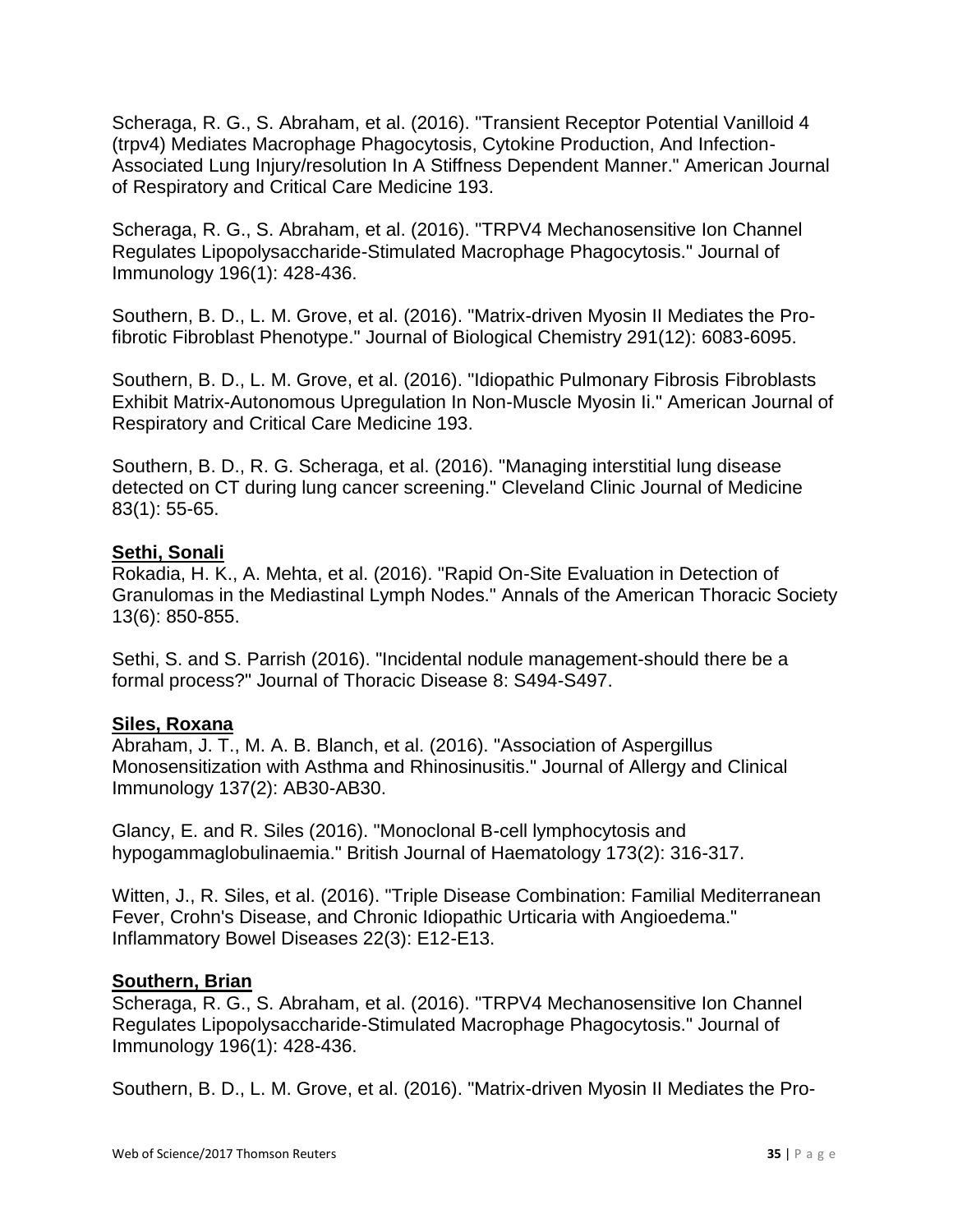Scheraga, R. G., S. Abraham, et al. (2016). "Transient Receptor Potential Vanilloid 4 (trpv4) Mediates Macrophage Phagocytosis, Cytokine Production, And Infection-Associated Lung Injury/resolution In A Stiffness Dependent Manner." American Journal of Respiratory and Critical Care Medicine 193.

Scheraga, R. G., S. Abraham, et al. (2016). "TRPV4 Mechanosensitive Ion Channel Regulates Lipopolysaccharide-Stimulated Macrophage Phagocytosis." Journal of Immunology 196(1): 428-436.

Southern, B. D., L. M. Grove, et al. (2016). "Matrix-driven Myosin II Mediates the Pro-fibrotic Fibroblast Phenotype." Journal of Biological Chemistry 291(12): 6083-6095.

Southern, B. D., L. M. Grove, et al. (2016). "Idiopathic Pulmonary Fibrosis Fibroblasts Exhibit Matrix-Autonomous Upregulation In Non-Muscle Myosin Ii." American Journal of Respiratory and Critical Care Medicine 193.

Southern, B. D., R. G. Scheraga, et al. (2016). "Managing interstitial lung disease detected on CT during lung cancer screening." Cleveland Clinic Journal of Medicine 83(1): 55-65.

**Sethi, Sonali**

Rokadia, H. K., A. Mehta, et al. (2016). "Rapid On-Site Evaluation in Detection of Granulomas in the Mediastinal Lymph Nodes." Annals of the American Thoracic Society 13(6): 850-855.

Sethi, S. and S. Parrish (2016). "Incidental nodule management-should there be a formal process?" Journal of Thoracic Disease 8: S494-S497.

**Siles, Roxana**

Abraham, J. T., M. A. B. Blanch, et al. (2016). "Association of Aspergillus Monosensitization with Asthma and Rhinosinusitis." Journal of Allergy and Clinical Immunology 137(2): AB30-AB30.

Glancy, E. and R. Siles (2016). "Monoclonal B-cell lymphocytosis and hypogammaglobulinaemia." British Journal of Haematology 173(2): 316-317.

Witten, J., R. Siles, et al. (2016). "Triple Disease Combination: Familial Mediterranean Fever, Crohn's Disease, and Chronic Idiopathic Urticaria with Angioedema." Inflammatory Bowel Diseases 22(3): E12-E13.

**Southern, Brian**

Scheraga, R. G., S. Abraham, et al. (2016). "TRPV4 Mechanosensitive Ion Channel Regulates Lipopolysaccharide-Stimulated Macrophage Phagocytosis." Journal of Immunology 196(1): 428-436.

Southern, B. D., L. M. Grove, et al. (2016). "Matrix-driven Myosin II Mediates the Pro-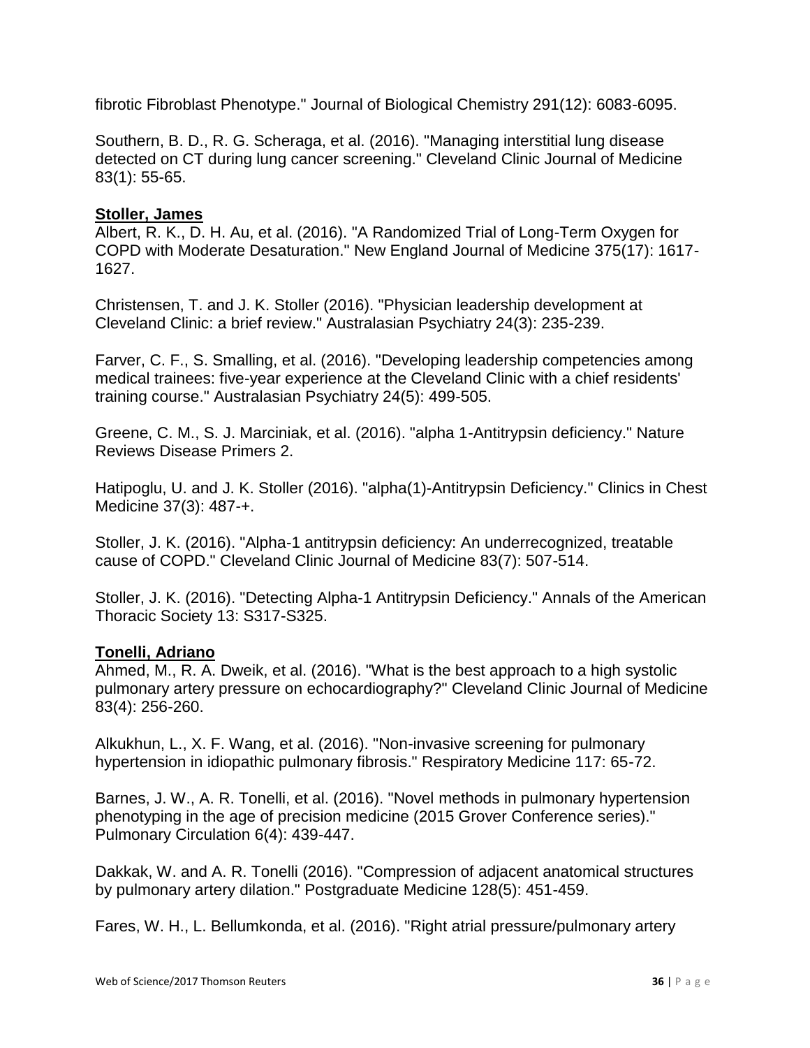fibrotic Fibroblast Phenotype." Journal of Biological Chemistry 291(12): 6083-6095.

Southern, B. D., R. G. Scheraga, et al. (2016). "Managing interstitial lung disease detected on CT during lung cancer screening." Cleveland Clinic Journal of Medicine 83(1): 55-65.

**Stoller, James**

Albert, R. K., D. H. Au, et al. (2016). "A Randomized Trial of Long-Term Oxygen for COPD with Moderate Desaturation." New England Journal of Medicine 375(17): 1617-1627.

Christensen, T. and J. K. Stoller (2016). "Physician leadership development at Cleveland Clinic: a brief review." Australasian Psychiatry 24(3): 235-239.

Farver, C. F., S. Smalling, et al. (2016). "Developing leadership competencies among medical trainees: five-year experience at the Cleveland Clinic with a chief residents' training course." Australasian Psychiatry 24(5): 499-505.

Greene, C. M., S. J. Marciniak, et al. (2016). "alpha 1-Antitrypsin deficiency." Nature Reviews Disease Primers 2.

Hatipoglu, U. and J. K. Stoller (2016). "alpha(1)-Antitrypsin Deficiency." Clinics in Chest Medicine 37(3): 487-+.

Stoller, J. K. (2016). "Alpha-1 antitrypsin deficiency: An underrecognized, treatable cause of COPD." Cleveland Clinic Journal of Medicine 83(7): 507-514.

Stoller, J. K. (2016). "Detecting Alpha-1 Antitrypsin Deficiency." Annals of the American Thoracic Society 13: S317-S325.

**Tonelli, Adriano**

Ahmed, M., R. A. Dweik, et al. (2016). "What is the best approach to a high systolic pulmonary artery pressure on echocardiography?" Cleveland Clinic Journal of Medicine 83(4): 256-260.

Alkukhun, L., X. F. Wang, et al. (2016). "Non-invasive screening for pulmonary hypertension in idiopathic pulmonary fibrosis." Respiratory Medicine 117: 65-72.

Barnes, J. W., A. R. Tonelli, et al. (2016). "Novel methods in pulmonary hypertension phenotyping in the age of precision medicine (2015 Grover Conference series)." Pulmonary Circulation 6(4): 439-447.

Dakkak, W. and A. R. Tonelli (2016). "Compression of adjacent anatomical structures by pulmonary artery dilation." Postgraduate Medicine 128(5): 451-459.

Fares, W. H., L. Bellumkonda, et al. (2016). "Right atrial pressure/pulmonary artery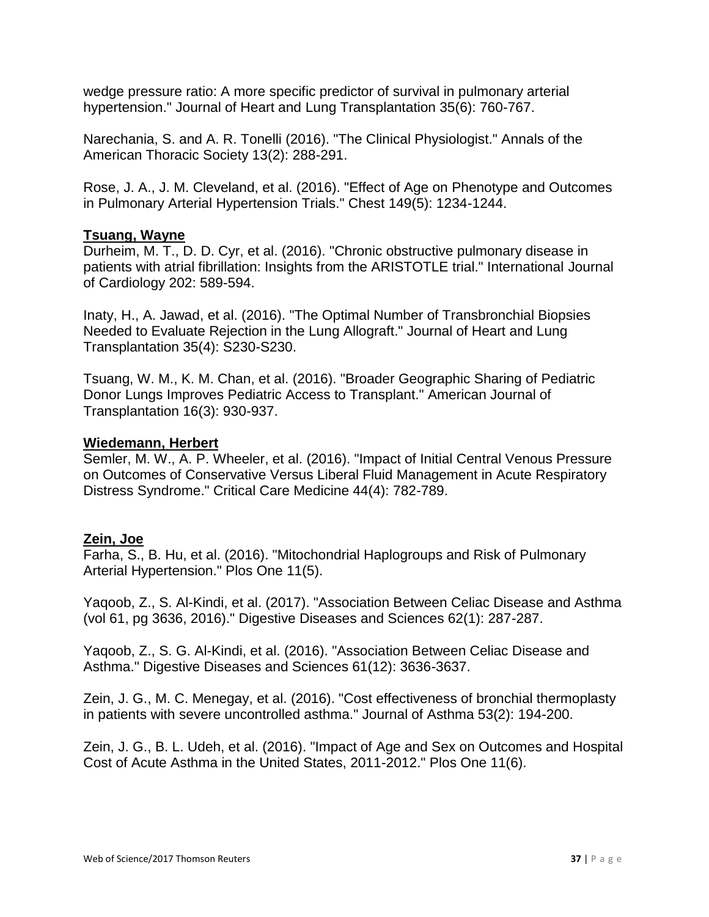wedge pressure ratio: A more specific predictor of survival in pulmonary arterial hypertension." Journal of Heart and Lung Transplantation 35(6): 760-767.

Narechania, S. and A. R. Tonelli (2016). "The Clinical Physiologist." Annals of the American Thoracic Society 13(2): 288-291.

Rose, J. A., J. M. Cleveland, et al. (2016). "Effect of Age on Phenotype and Outcomes in Pulmonary Arterial Hypertension Trials." Chest 149(5): 1234-1244.

**Tsuang, Wayne**

Durheim, M. T., D. D. Cyr, et al. (2016). "Chronic obstructive pulmonary disease in patients with atrial fibrillation: Insights from the ARISTOTLE trial." International Journal of Cardiology 202: 589-594.

Inaty, H., A. Jawad, et al. (2016). "The Optimal Number of Transbronchial Biopsies Needed to Evaluate Rejection in the Lung Allograft." Journal of Heart and Lung Transplantation 35(4): S230-S230.

Tsuang, W. M., K. M. Chan, et al. (2016). "Broader Geographic Sharing of Pediatric Donor Lungs Improves Pediatric Access to Transplant." American Journal of Transplantation 16(3): 930-937.

**Wiedemann, Herbert**

Semler, M. W., A. P. Wheeler, et al. (2016). "Impact of Initial Central Venous Pressure on Outcomes of Conservative Versus Liberal Fluid Management in Acute Respiratory Distress Syndrome." Critical Care Medicine 44(4): 782-789.

**Zein, Joe**

Farha, S., B. Hu, et al. (2016). "Mitochondrial Haplogroups and Risk of Pulmonary Arterial Hypertension." Plos One 11(5).

Yaqoob, Z., S. Al-Kindi, et al. (2017). "Association Between Celiac Disease and Asthma (vol 61, pg 3636, 2016)." Digestive Diseases and Sciences 62(1): 287-287.

Yaqoob, Z., S. G. Al-Kindi, et al. (2016). "Association Between Celiac Disease and Asthma." Digestive Diseases and Sciences 61(12): 3636-3637.

Zein, J. G., M. C. Menegay, et al. (2016). "Cost effectiveness of bronchial thermoplasty in patients with severe uncontrolled asthma." Journal of Asthma 53(2): 194-200.

Zein, J. G., B. L. Udeh, et al. (2016). "Impact of Age and Sex on Outcomes and Hospital Cost of Acute Asthma in the United States, 2011-2012." Plos One 11(6).